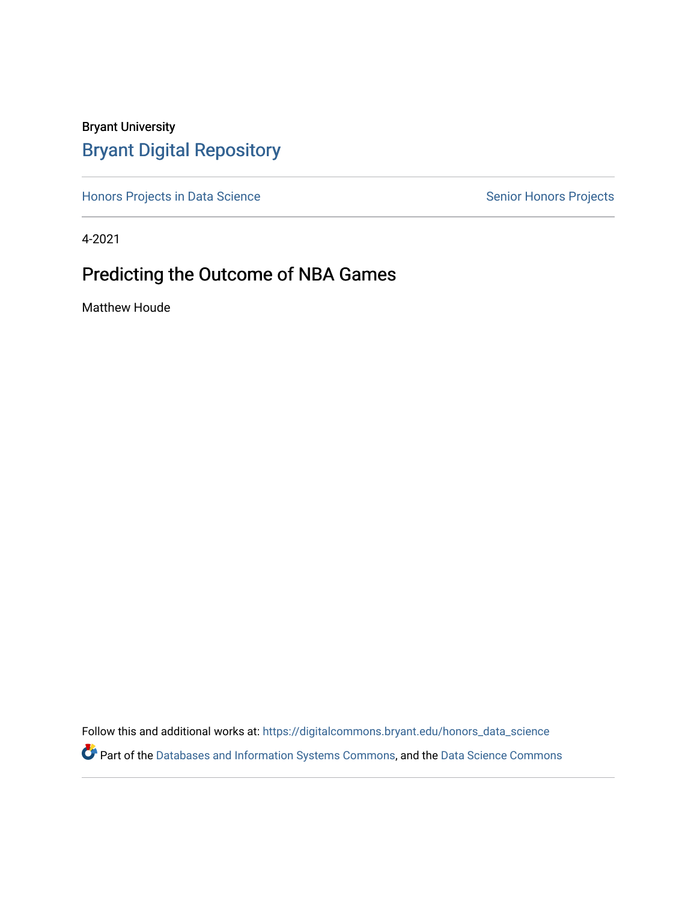Bryant University

Bryant Digital Repository

Honors Projects in Data Science

Senior Honors Projects

4-2021

# Predicting the Outcome of NBA Games

Matthew Houde

Follow this and additional works at: https://digitalcommons.bryant.edu/honors_data_science

Part of the Databases and Information Systems Commons, and the Data Science Commons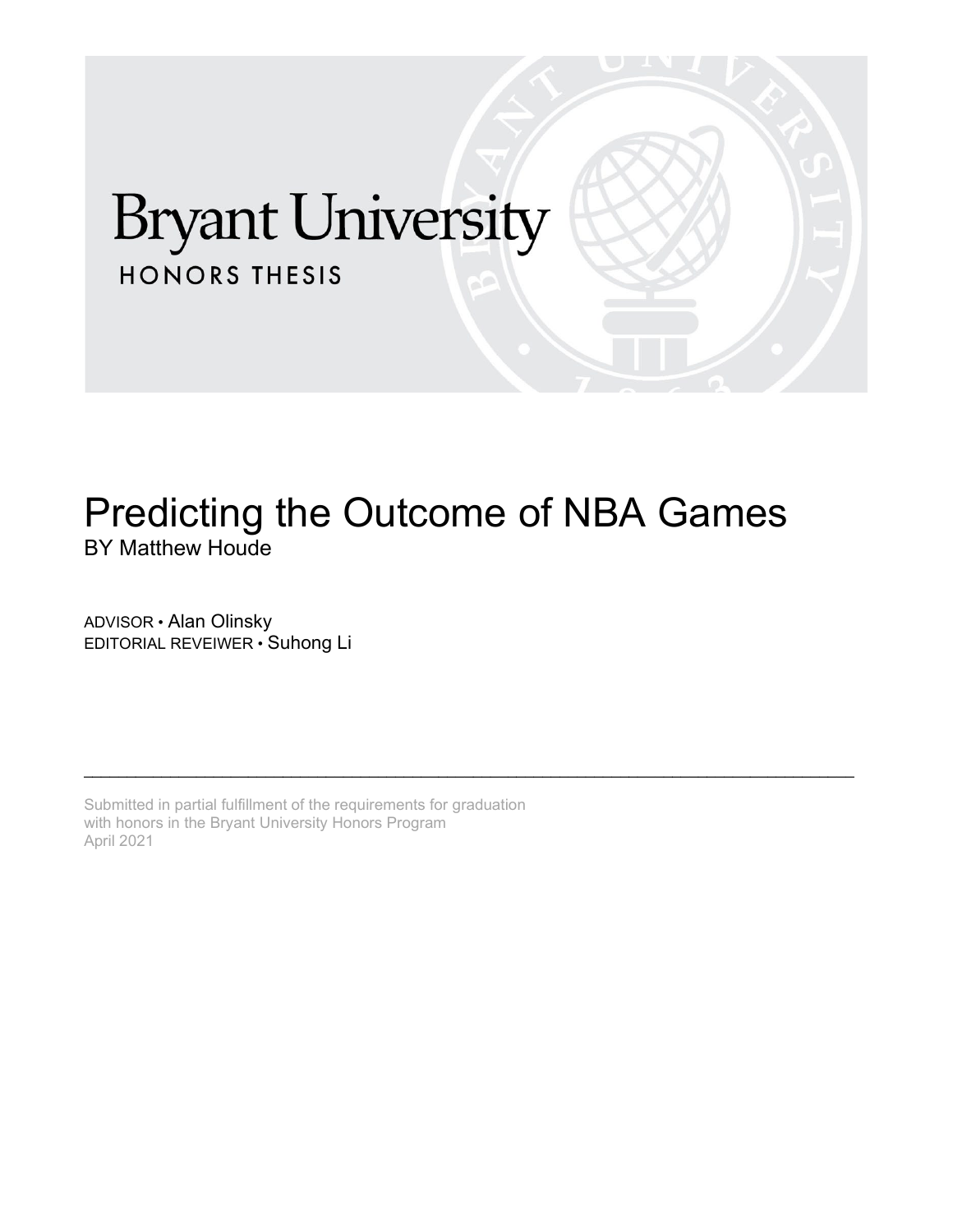# Bryant University

HONORS THESIS

# Predicting the Outcome of NBA Games

BY Matthew Houde

ADVISOR • Alan Olinsky
EDITORIAL REVEIWER • Suhong Li

---

Submitted in partial fulfillment of the requirements for graduation
with honors in the Bryant University Honors Program
April 2021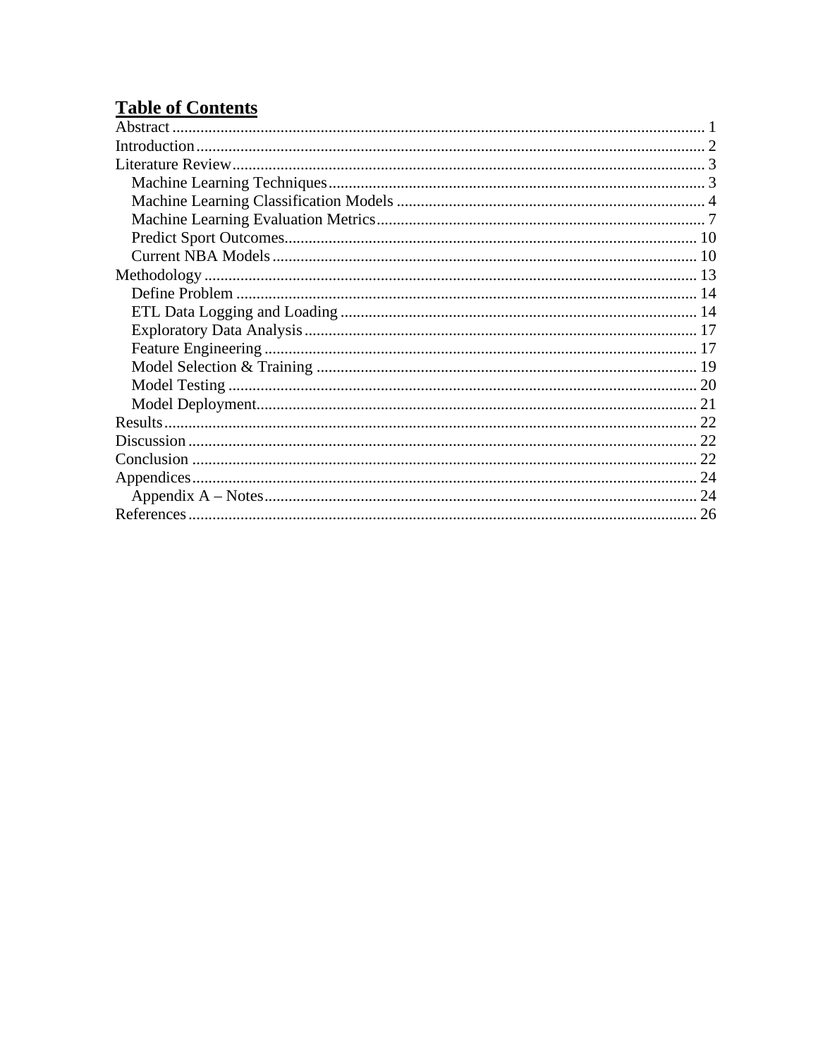## Table of Contents

Abstract ........................................................................................................................ 1
Introduction .................................................................................................................. 2
Literature Review .......................................................................................................... 3
  Machine Learning Techniques ................................................................................... 3
  Machine Learning Classification Models .................................................................. 4
  Machine Learning Evaluation Metrics ....................................................................... 7
  Predict Sport Outcomes ............................................................................................ 10
  Current NBA Models ................................................................................................ 10
Methodology ................................................................................................................ 13
  Define Problem ......................................................................................................... 14
  ETL Data Logging and Loading ............................................................................... 14
  Exploratory Data Analysis ........................................................................................ 17
  Feature Engineering .................................................................................................. 17
  Model Selection & Training ..................................................................................... 19
  Model Testing ........................................................................................................... 20
  Model Deployment ................................................................................................... 21
Results ......................................................................................................................... 22
Discussion .................................................................................................................... 22
Conclusion ................................................................................................................... 22
Appendices .................................................................................................................. 24
  Appendix A – Notes ................................................................................................. 24
References .................................................................................................................... 26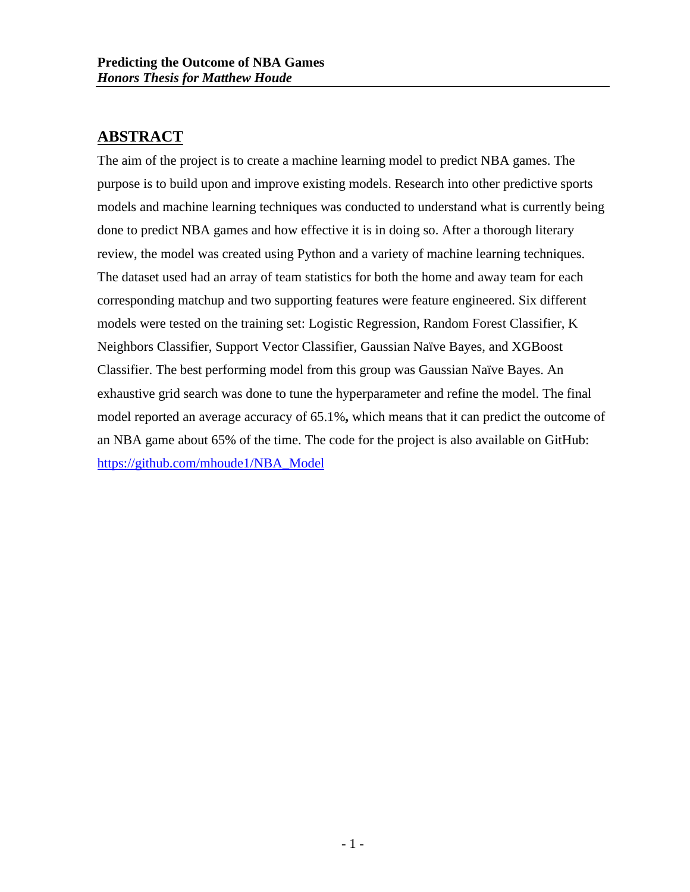## ABSTRACT

The aim of the project is to create a machine learning model to predict NBA games. The purpose is to build upon and improve existing models. Research into other predictive sports models and machine learning techniques was conducted to understand what is currently being done to predict NBA games and how effective it is in doing so. After a thorough literary review, the model was created using Python and a variety of machine learning techniques. The dataset used had an array of team statistics for both the home and away team for each corresponding matchup and two supporting features were feature engineered. Six different models were tested on the training set: Logistic Regression, Random Forest Classifier, K Neighbors Classifier, Support Vector Classifier, Gaussian Naïve Bayes, and XGBoost Classifier. The best performing model from this group was Gaussian Naïve Bayes. An exhaustive grid search was done to tune the hyperparameter and refine the model. The final model reported an average accuracy of 65.1%**,** which means that it can predict the outcome of an NBA game about 65% of the time. The code for the project is also available on GitHub: [https://github.com/mhoude1/NBA_Model](https://github.com/mhoude1/NBA_Model)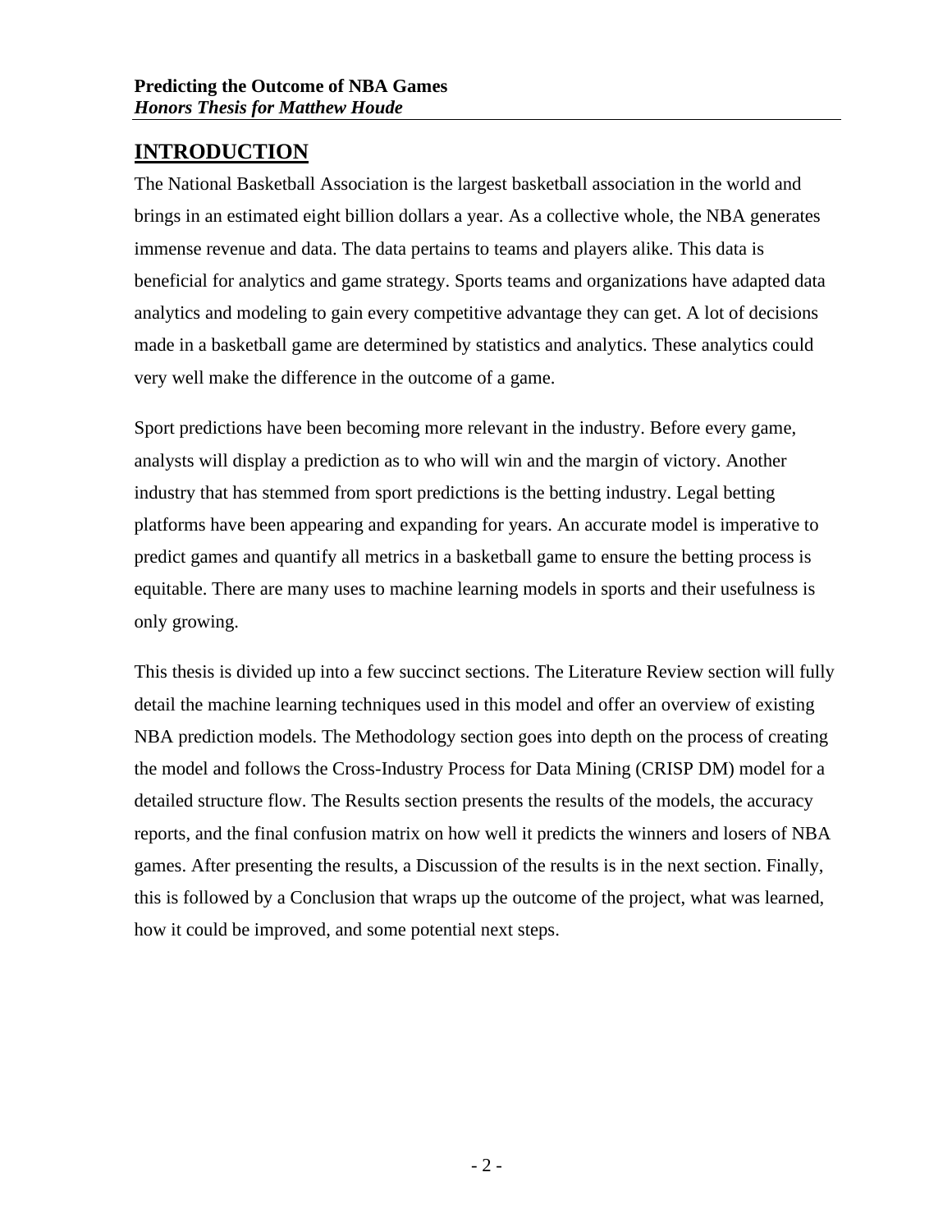## INTRODUCTION

The National Basketball Association is the largest basketball association in the world and brings in an estimated eight billion dollars a year. As a collective whole, the NBA generates immense revenue and data. The data pertains to teams and players alike. This data is beneficial for analytics and game strategy. Sports teams and organizations have adapted data analytics and modeling to gain every competitive advantage they can get. A lot of decisions made in a basketball game are determined by statistics and analytics. These analytics could very well make the difference in the outcome of a game.

Sport predictions have been becoming more relevant in the industry. Before every game, analysts will display a prediction as to who will win and the margin of victory. Another industry that has stemmed from sport predictions is the betting industry. Legal betting platforms have been appearing and expanding for years. An accurate model is imperative to predict games and quantify all metrics in a basketball game to ensure the betting process is equitable. There are many uses to machine learning models in sports and their usefulness is only growing.

This thesis is divided up into a few succinct sections. The Literature Review section will fully detail the machine learning techniques used in this model and offer an overview of existing NBA prediction models. The Methodology section goes into depth on the process of creating the model and follows the Cross-Industry Process for Data Mining (CRISP DM) model for a detailed structure flow. The Results section presents the results of the models, the accuracy reports, and the final confusion matrix on how well it predicts the winners and losers of NBA games. After presenting the results, a Discussion of the results is in the next section. Finally, this is followed by a Conclusion that wraps up the outcome of the project, what was learned, how it could be improved, and some potential next steps.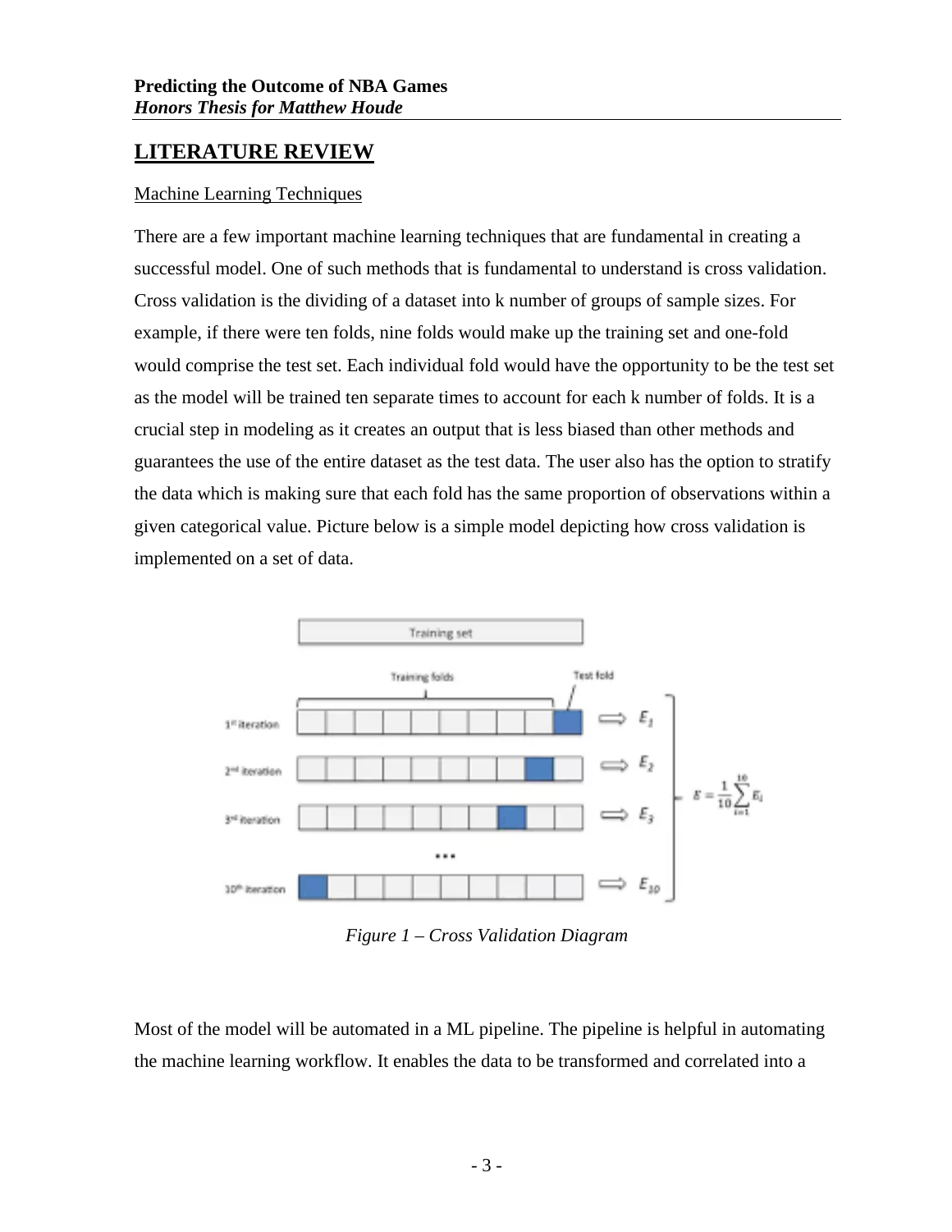## LITERATURE REVIEW

### Machine Learning Techniques

There are a few important machine learning techniques that are fundamental in creating a successful model. One of such methods that is fundamental to understand is cross validation. Cross validation is the dividing of a dataset into k number of groups of sample sizes. For example, if there were ten folds, nine folds would make up the training set and one-fold would comprise the test set. Each individual fold would have the opportunity to be the test set as the model will be trained ten separate times to account for each k number of folds. It is a crucial step in modeling as it creates an output that is less biased than other methods and guarantees the use of the entire dataset as the test data. The user also has the option to stratify the data which is making sure that each fold has the same proportion of observations within a given categorical value. Picture below is a simple model depicting how cross validation is implemented on a set of data.

*Figure 1 – Cross Validation Diagram*

Most of the model will be automated in a ML pipeline. The pipeline is helpful in automating the machine learning workflow. It enables the data to be transformed and correlated into a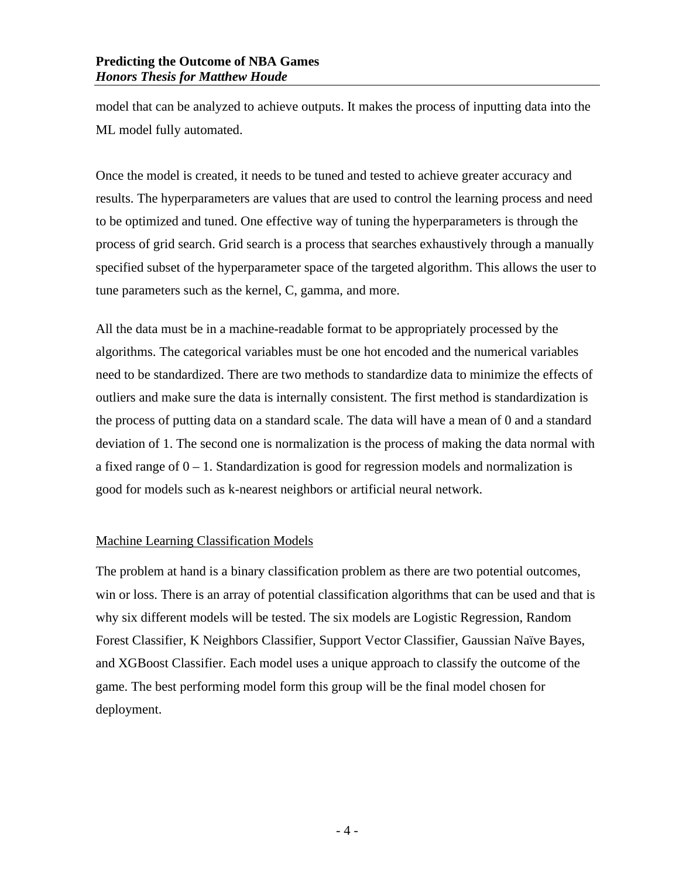model that can be analyzed to achieve outputs. It makes the process of inputting data into the ML model fully automated.

Once the model is created, it needs to be tuned and tested to achieve greater accuracy and results. The hyperparameters are values that are used to control the learning process and need to be optimized and tuned. One effective way of tuning the hyperparameters is through the process of grid search. Grid search is a process that searches exhaustively through a manually specified subset of the hyperparameter space of the targeted algorithm. This allows the user to tune parameters such as the kernel, C, gamma, and more.

All the data must be in a machine-readable format to be appropriately processed by the algorithms. The categorical variables must be one hot encoded and the numerical variables need to be standardized. There are two methods to standardize data to minimize the effects of outliers and make sure the data is internally consistent. The first method is standardization is the process of putting data on a standard scale. The data will have a mean of 0 and a standard deviation of 1. The second one is normalization is the process of making the data normal with a fixed range of 0 – 1. Standardization is good for regression models and normalization is good for models such as k-nearest neighbors or artificial neural network.

## Machine Learning Classification Models

The problem at hand is a binary classification problem as there are two potential outcomes, win or loss. There is an array of potential classification algorithms that can be used and that is why six different models will be tested. The six models are Logistic Regression, Random Forest Classifier, K Neighbors Classifier, Support Vector Classifier, Gaussian Naïve Bayes, and XGBoost Classifier. Each model uses a unique approach to classify the outcome of the game. The best performing model form this group will be the final model chosen for deployment.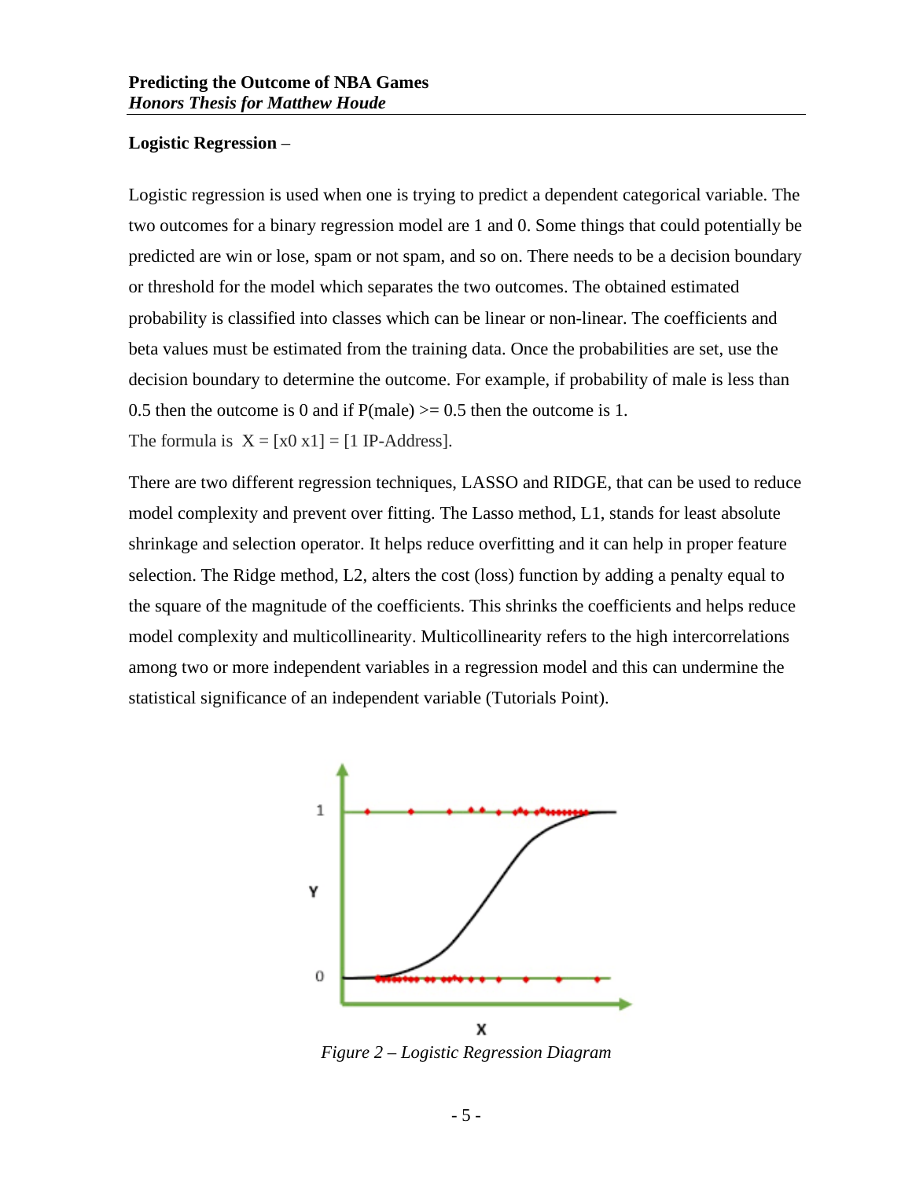**Logistic Regression** –

Logistic regression is used when one is trying to predict a dependent categorical variable. The two outcomes for a binary regression model are 1 and 0. Some things that could potentially be predicted are win or lose, spam or not spam, and so on. There needs to be a decision boundary or threshold for the model which separates the two outcomes. The obtained estimated probability is classified into classes which can be linear or non-linear. The coefficients and beta values must be estimated from the training data. Once the probabilities are set, use the decision boundary to determine the outcome. For example, if probability of male is less than 0.5 then the outcome is 0 and if P(male) >= 0.5 then the outcome is 1.
The formula is $X = [x0\ x1] = [1\ \text{IP-Address}]$.

There are two different regression techniques, LASSO and RIDGE, that can be used to reduce model complexity and prevent over fitting. The Lasso method, L1, stands for least absolute shrinkage and selection operator. It helps reduce overfitting and it can help in proper feature selection. The Ridge method, L2, alters the cost (loss) function by adding a penalty equal to the square of the magnitude of the coefficients. This shrinks the coefficients and helps reduce model complexity and multicollinearity. Multicollinearity refers to the high intercorrelations among two or more independent variables in a regression model and this can undermine the statistical significance of an independent variable (Tutorials Point).

*Figure 2 – Logistic Regression Diagram*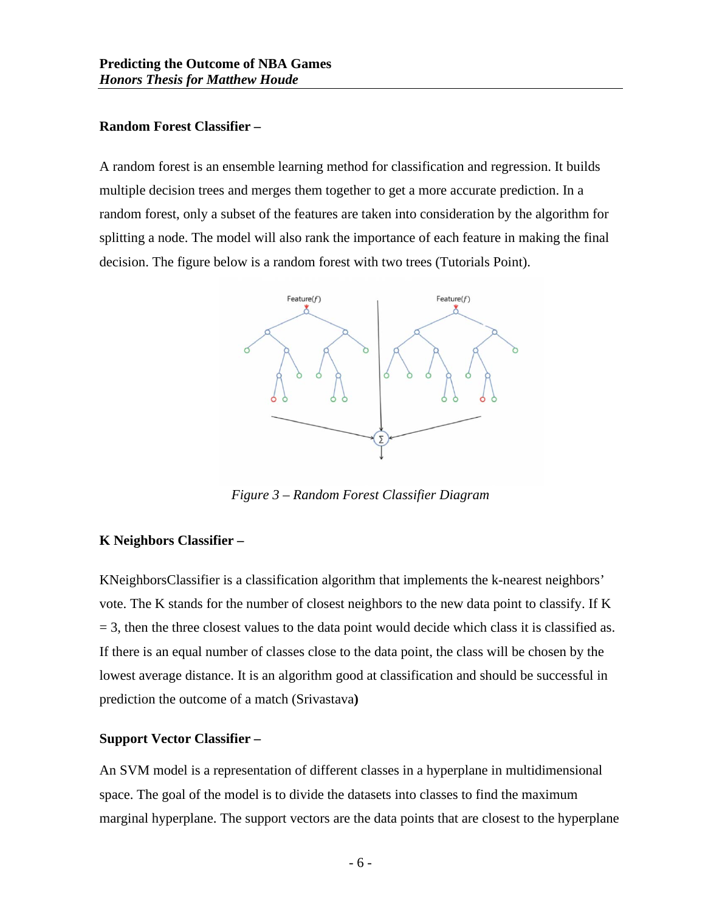**Random Forest Classifier –**

A random forest is an ensemble learning method for classification and regression. It builds multiple decision trees and merges them together to get a more accurate prediction. In a random forest, only a subset of the features are taken into consideration by the algorithm for splitting a node. The model will also rank the importance of each feature in making the final decision. The figure below is a random forest with two trees (Tutorials Point).

*Figure 3 – Random Forest Classifier Diagram*

**K Neighbors Classifier –**

KNeighborsClassifier is a classification algorithm that implements the k-nearest neighbors' vote. The K stands for the number of closest neighbors to the new data point to classify. If K = 3, then the three closest values to the data point would decide which class it is classified as. If there is an equal number of classes close to the data point, the class will be chosen by the lowest average distance. It is an algorithm good at classification and should be successful in prediction the outcome of a match (Srivastava**)**

**Support Vector Classifier –**

An SVM model is a representation of different classes in a hyperplane in multidimensional space. The goal of the model is to divide the datasets into classes to find the maximum marginal hyperplane. The support vectors are the data points that are closest to the hyperplane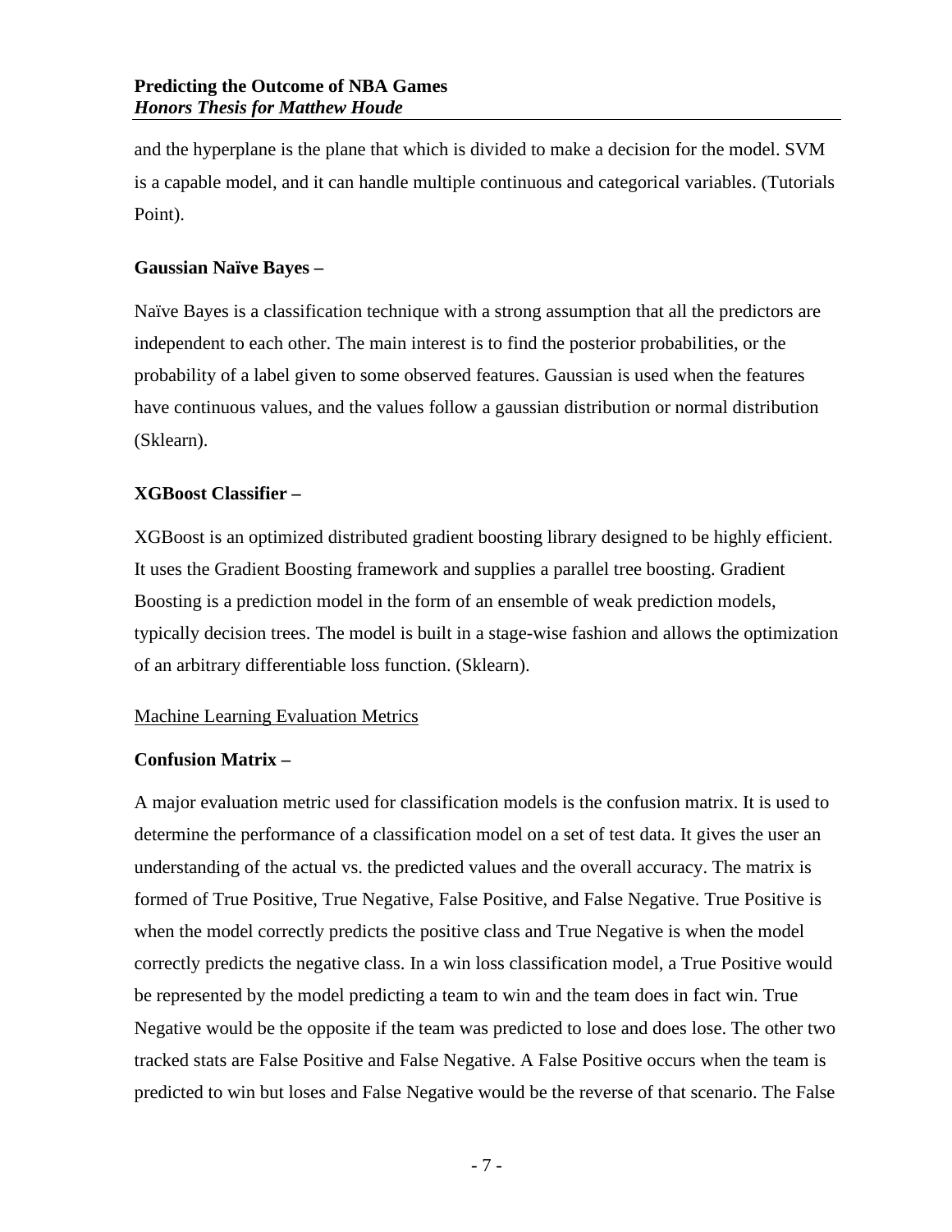and the hyperplane is the plane that which is divided to make a decision for the model. SVM is a capable model, and it can handle multiple continuous and categorical variables. (Tutorials Point).

**Gaussian Naïve Bayes –**

Naïve Bayes is a classification technique with a strong assumption that all the predictors are independent to each other. The main interest is to find the posterior probabilities, or the probability of a label given to some observed features. Gaussian is used when the features have continuous values, and the values follow a gaussian distribution or normal distribution (Sklearn).

**XGBoost Classifier –**

XGBoost is an optimized distributed gradient boosting library designed to be highly efficient. It uses the Gradient Boosting framework and supplies a parallel tree boosting. Gradient Boosting is a prediction model in the form of an ensemble of weak prediction models, typically decision trees. The model is built in a stage-wise fashion and allows the optimization of an arbitrary differentiable loss function. (Sklearn).

<u>Machine Learning Evaluation Metrics</u>

**Confusion Matrix –**

A major evaluation metric used for classification models is the confusion matrix. It is used to determine the performance of a classification model on a set of test data. It gives the user an understanding of the actual vs. the predicted values and the overall accuracy. The matrix is formed of True Positive, True Negative, False Positive, and False Negative. True Positive is when the model correctly predicts the positive class and True Negative is when the model correctly predicts the negative class. In a win loss classification model, a True Positive would be represented by the model predicting a team to win and the team does in fact win. True Negative would be the opposite if the team was predicted to lose and does lose. The other two tracked stats are False Positive and False Negative. A False Positive occurs when the team is predicted to win but loses and False Negative would be the reverse of that scenario. The False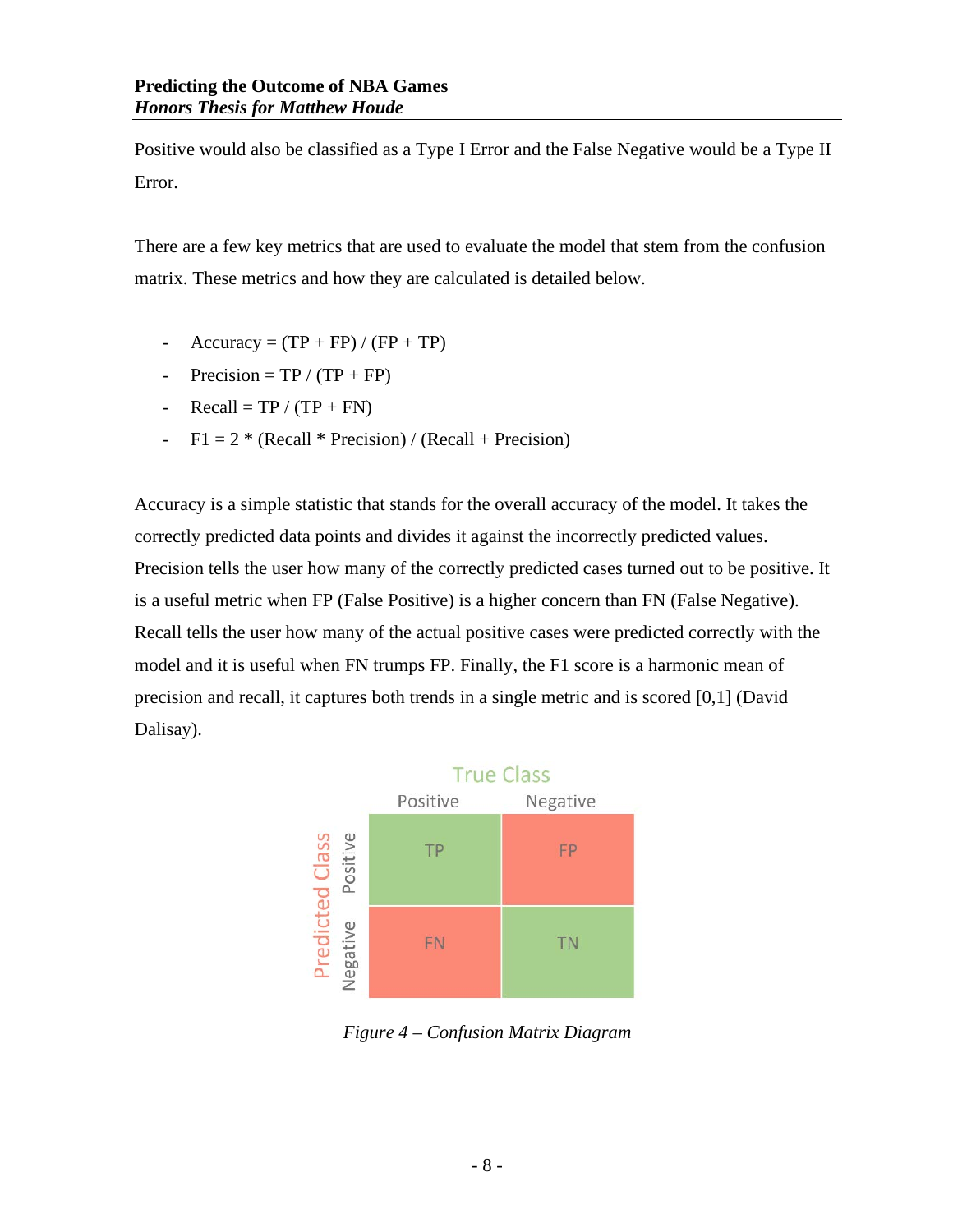Positive would also be classified as a Type I Error and the False Negative would be a Type II Error.

There are a few key metrics that are used to evaluate the model that stem from the confusion matrix. These metrics and how they are calculated is detailed below.

- Accuracy = (TP + FP) / (FP + TP)
- Precision = TP / (TP + FP)
- Recall = TP / (TP + FN)
- F1 = 2 * (Recall * Precision) / (Recall + Precision)

Accuracy is a simple statistic that stands for the overall accuracy of the model. It takes the correctly predicted data points and divides it against the incorrectly predicted values. Precision tells the user how many of the correctly predicted cases turned out to be positive. It is a useful metric when FP (False Positive) is a higher concern than FN (False Negative). Recall tells the user how many of the actual positive cases were predicted correctly with the model and it is useful when FN trumps FP. Finally, the F1 score is a harmonic mean of precision and recall, it captures both trends in a single metric and is scored [0,1] (David Dalisay).

| | | True Class | |
|---|---|---|---|
| | | Positive | Negative |
| Predicted Class | Positive | TP | FP |
| | Negative | FN | TN |

*Figure 4 – Confusion Matrix Diagram*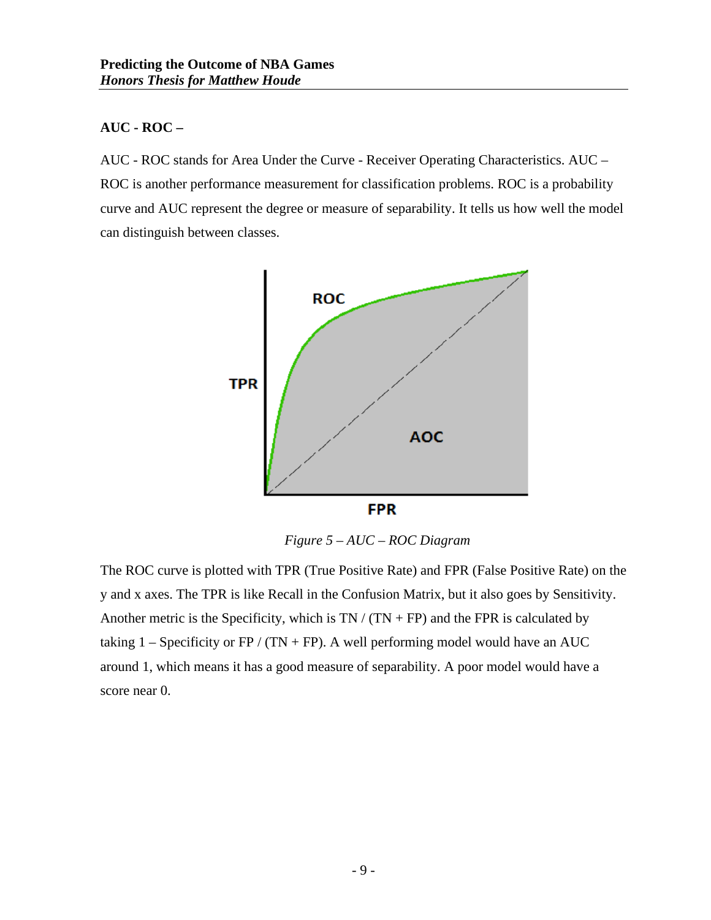**AUC - ROC –**

AUC - ROC stands for Area Under the Curve - Receiver Operating Characteristics. AUC – ROC is another performance measurement for classification problems. ROC is a probability curve and AUC represent the degree or measure of separability. It tells us how well the model can distinguish between classes.

*Figure 5 – AUC – ROC Diagram*

The ROC curve is plotted with TPR (True Positive Rate) and FPR (False Positive Rate) on the y and x axes. The TPR is like Recall in the Confusion Matrix, but it also goes by Sensitivity. Another metric is the Specificity, which is TN / (TN + FP) and the FPR is calculated by taking 1 – Specificity or FP / (TN + FP). A well performing model would have an AUC around 1, which means it has a good measure of separability. A poor model would have a score near 0.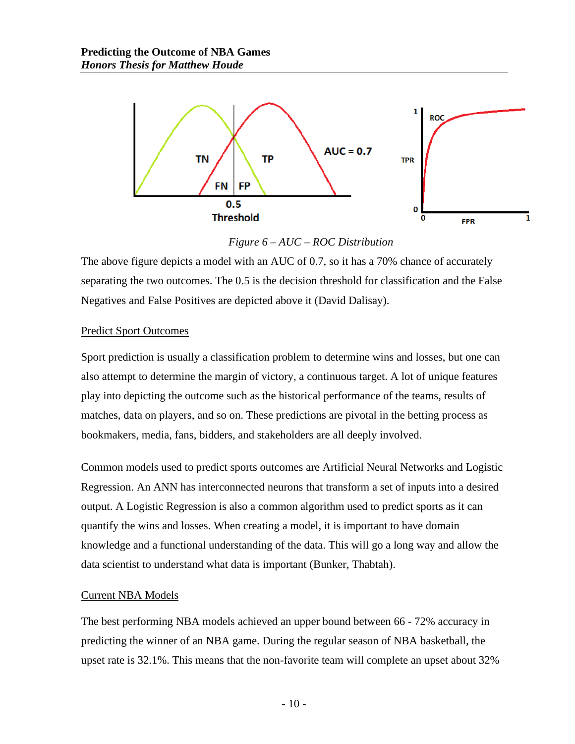*Figure 6 – AUC – ROC Distribution*

The above figure depicts a model with an AUC of 0.7, so it has a 70% chance of accurately separating the two outcomes. The 0.5 is the decision threshold for classification and the False Negatives and False Positives are depicted above it (David Dalisay).

<u>Predict Sport Outcomes</u>

Sport prediction is usually a classification problem to determine wins and losses, but one can also attempt to determine the margin of victory, a continuous target. A lot of unique features play into depicting the outcome such as the historical performance of the teams, results of matches, data on players, and so on. These predictions are pivotal in the betting process as bookmakers, media, fans, bidders, and stakeholders are all deeply involved.

Common models used to predict sports outcomes are Artificial Neural Networks and Logistic Regression. An ANN has interconnected neurons that transform a set of inputs into a desired output. A Logistic Regression is also a common algorithm used to predict sports as it can quantify the wins and losses. When creating a model, it is important to have domain knowledge and a functional understanding of the data. This will go a long way and allow the data scientist to understand what data is important (Bunker, Thabtah).

<u>Current NBA Models</u>

The best performing NBA models achieved an upper bound between 66 - 72% accuracy in predicting the winner of an NBA game. During the regular season of NBA basketball, the upset rate is 32.1%. This means that the non-favorite team will complete an upset about 32%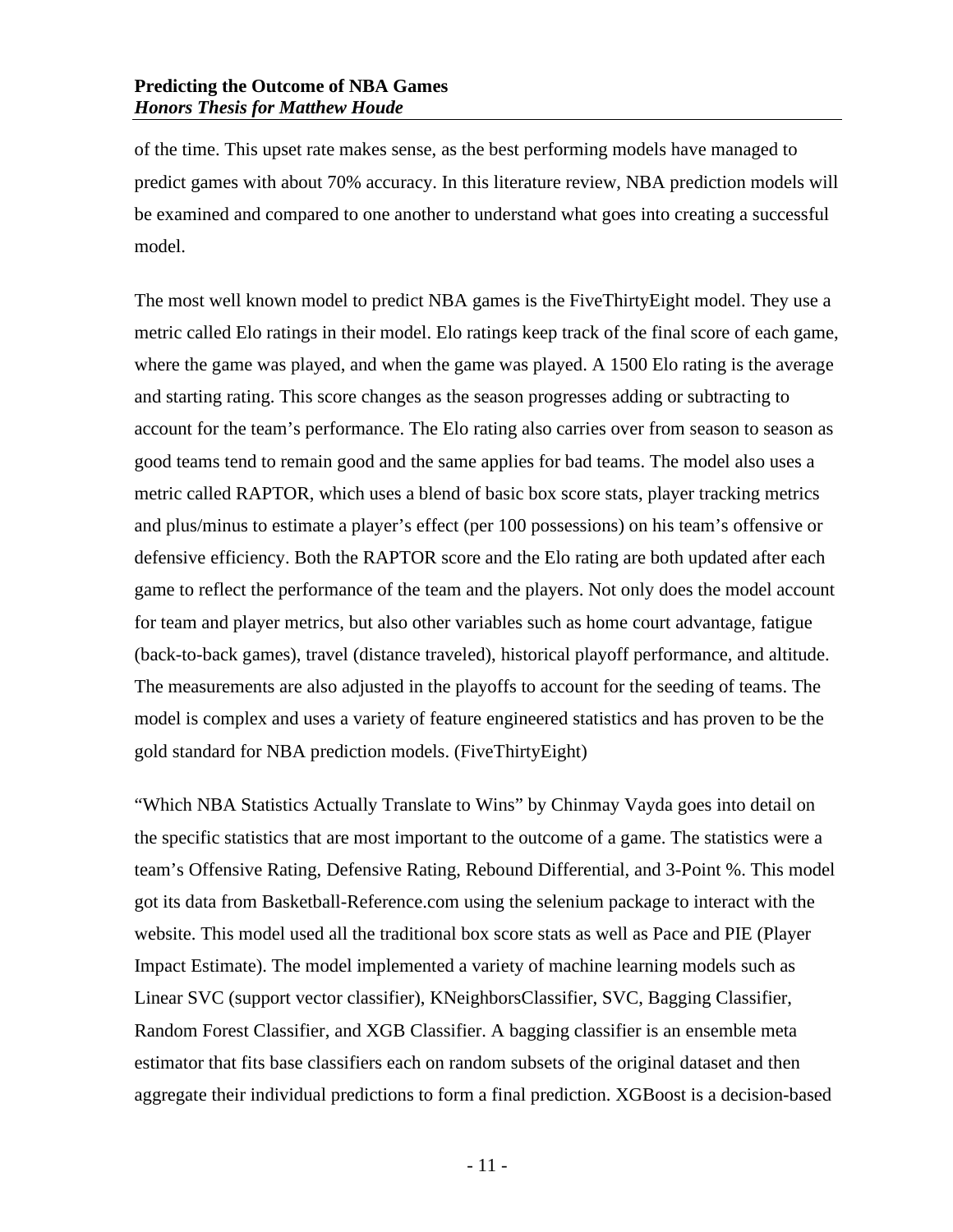of the time. This upset rate makes sense, as the best performing models have managed to predict games with about 70% accuracy. In this literature review, NBA prediction models will be examined and compared to one another to understand what goes into creating a successful model.

The most well known model to predict NBA games is the FiveThirtyEight model. They use a metric called Elo ratings in their model. Elo ratings keep track of the final score of each game, where the game was played, and when the game was played. A 1500 Elo rating is the average and starting rating. This score changes as the season progresses adding or subtracting to account for the team's performance. The Elo rating also carries over from season to season as good teams tend to remain good and the same applies for bad teams. The model also uses a metric called RAPTOR, which uses a blend of basic box score stats, player tracking metrics and plus/minus to estimate a player's effect (per 100 possessions) on his team's offensive or defensive efficiency. Both the RAPTOR score and the Elo rating are both updated after each game to reflect the performance of the team and the players. Not only does the model account for team and player metrics, but also other variables such as home court advantage, fatigue (back-to-back games), travel (distance traveled), historical playoff performance, and altitude. The measurements are also adjusted in the playoffs to account for the seeding of teams. The model is complex and uses a variety of feature engineered statistics and has proven to be the gold standard for NBA prediction models. (FiveThirtyEight)

"Which NBA Statistics Actually Translate to Wins" by Chinmay Vayda goes into detail on the specific statistics that are most important to the outcome of a game. The statistics were a team's Offensive Rating, Defensive Rating, Rebound Differential, and 3-Point %. This model got its data from Basketball-Reference.com using the selenium package to interact with the website. This model used all the traditional box score stats as well as Pace and PIE (Player Impact Estimate). The model implemented a variety of machine learning models such as Linear SVC (support vector classifier), KNeighborsClassifier, SVC, Bagging Classifier, Random Forest Classifier, and XGB Classifier. A bagging classifier is an ensemble meta estimator that fits base classifiers each on random subsets of the original dataset and then aggregate their individual predictions to form a final prediction. XGBoost is a decision-based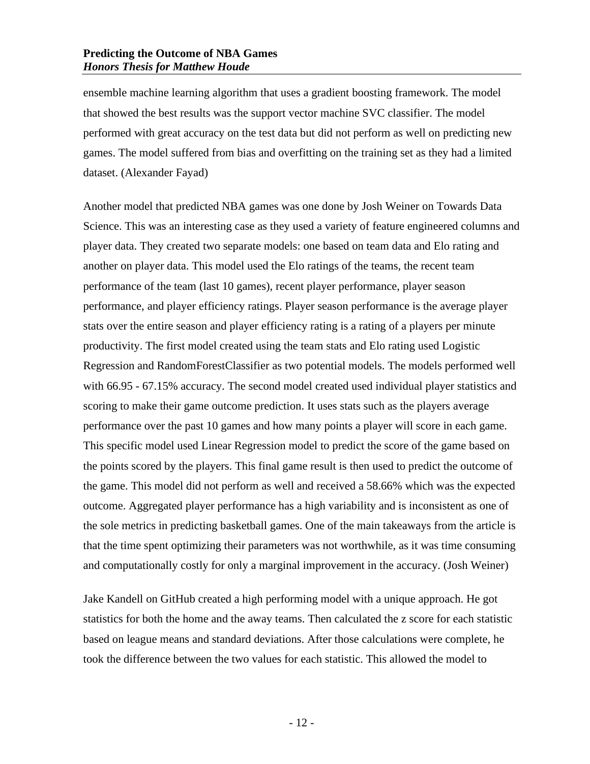ensemble machine learning algorithm that uses a gradient boosting framework. The model that showed the best results was the support vector machine SVC classifier. The model performed with great accuracy on the test data but did not perform as well on predicting new games. The model suffered from bias and overfitting on the training set as they had a limited dataset. (Alexander Fayad)

Another model that predicted NBA games was one done by Josh Weiner on Towards Data Science. This was an interesting case as they used a variety of feature engineered columns and player data. They created two separate models: one based on team data and Elo rating and another on player data. This model used the Elo ratings of the teams, the recent team performance of the team (last 10 games), recent player performance, player season performance, and player efficiency ratings. Player season performance is the average player stats over the entire season and player efficiency rating is a rating of a players per minute productivity. The first model created using the team stats and Elo rating used Logistic Regression and RandomForestClassifier as two potential models. The models performed well with 66.95 - 67.15% accuracy. The second model created used individual player statistics and scoring to make their game outcome prediction. It uses stats such as the players average performance over the past 10 games and how many points a player will score in each game. This specific model used Linear Regression model to predict the score of the game based on the points scored by the players. This final game result is then used to predict the outcome of the game. This model did not perform as well and received a 58.66% which was the expected outcome. Aggregated player performance has a high variability and is inconsistent as one of the sole metrics in predicting basketball games. One of the main takeaways from the article is that the time spent optimizing their parameters was not worthwhile, as it was time consuming and computationally costly for only a marginal improvement in the accuracy. (Josh Weiner)

Jake Kandell on GitHub created a high performing model with a unique approach. He got statistics for both the home and the away teams. Then calculated the z score for each statistic based on league means and standard deviations. After those calculations were complete, he took the difference between the two values for each statistic. This allowed the model to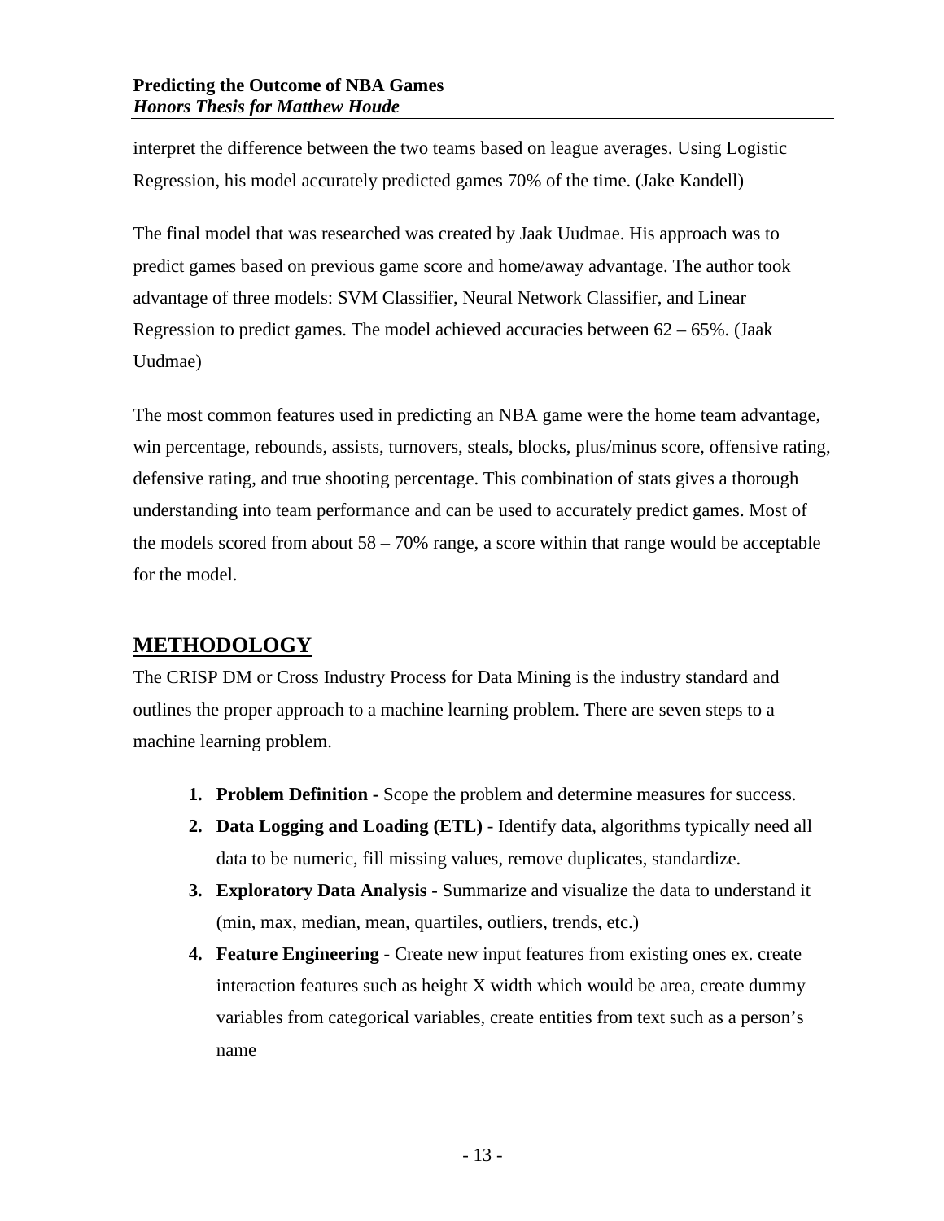interpret the difference between the two teams based on league averages. Using Logistic Regression, his model accurately predicted games 70% of the time. (Jake Kandell)

The final model that was researched was created by Jaak Uudmae. His approach was to predict games based on previous game score and home/away advantage. The author took advantage of three models: SVM Classifier, Neural Network Classifier, and Linear Regression to predict games. The model achieved accuracies between 62 – 65%. (Jaak Uudmae)

The most common features used in predicting an NBA game were the home team advantage, win percentage, rebounds, assists, turnovers, steals, blocks, plus/minus score, offensive rating, defensive rating, and true shooting percentage. This combination of stats gives a thorough understanding into team performance and can be used to accurately predict games. Most of the models scored from about 58 – 70% range, a score within that range would be acceptable for the model.

## METHODOLOGY

The CRISP DM or Cross Industry Process for Data Mining is the industry standard and outlines the proper approach to a machine learning problem. There are seven steps to a machine learning problem.

1. **Problem Definition -** Scope the problem and determine measures for success.
2. **Data Logging and Loading (ETL)** - Identify data, algorithms typically need all data to be numeric, fill missing values, remove duplicates, standardize.
3. **Exploratory Data Analysis -** Summarize and visualize the data to understand it (min, max, median, mean, quartiles, outliers, trends, etc.)
4. **Feature Engineering** - Create new input features from existing ones ex. create interaction features such as height X width which would be area, create dummy variables from categorical variables, create entities from text such as a person's name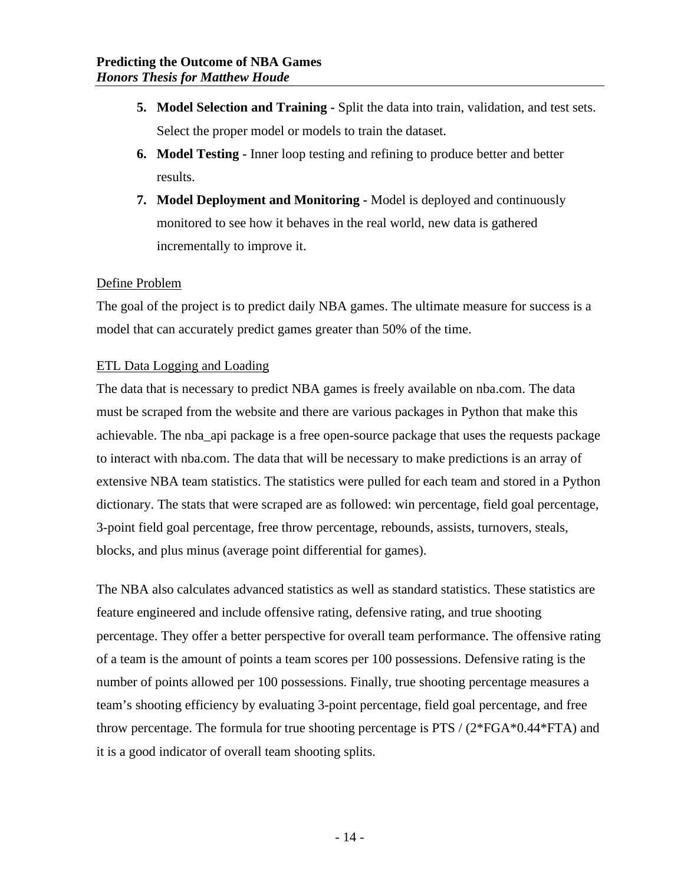5. **Model Selection and Training -** Split the data into train, validation, and test sets. Select the proper model or models to train the dataset.
6. **Model Testing -** Inner loop testing and refining to produce better and better results.
7. **Model Deployment and Monitoring -** Model is deployed and continuously monitored to see how it behaves in the real world, new data is gathered incrementally to improve it.

<u>Define Problem</u>

The goal of the project is to predict daily NBA games. The ultimate measure for success is a model that can accurately predict games greater than 50% of the time.

<u>ETL Data Logging and Loading</u>

The data that is necessary to predict NBA games is freely available on nba.com. The data must be scraped from the website and there are various packages in Python that make this achievable. The nba_api package is a free open-source package that uses the requests package to interact with nba.com. The data that will be necessary to make predictions is an array of extensive NBA team statistics. The statistics were pulled for each team and stored in a Python dictionary. The stats that were scraped are as followed: win percentage, field goal percentage, 3-point field goal percentage, free throw percentage, rebounds, assists, turnovers, steals, blocks, and plus minus (average point differential for games).

The NBA also calculates advanced statistics as well as standard statistics. These statistics are feature engineered and include offensive rating, defensive rating, and true shooting percentage. They offer a better perspective for overall team performance. The offensive rating of a team is the amount of points a team scores per 100 possessions. Defensive rating is the number of points allowed per 100 possessions. Finally, true shooting percentage measures a team's shooting efficiency by evaluating 3-point percentage, field goal percentage, and free throw percentage. The formula for true shooting percentage is $PTS / (2*FGA*0.44*FTA)$ and it is a good indicator of overall team shooting splits.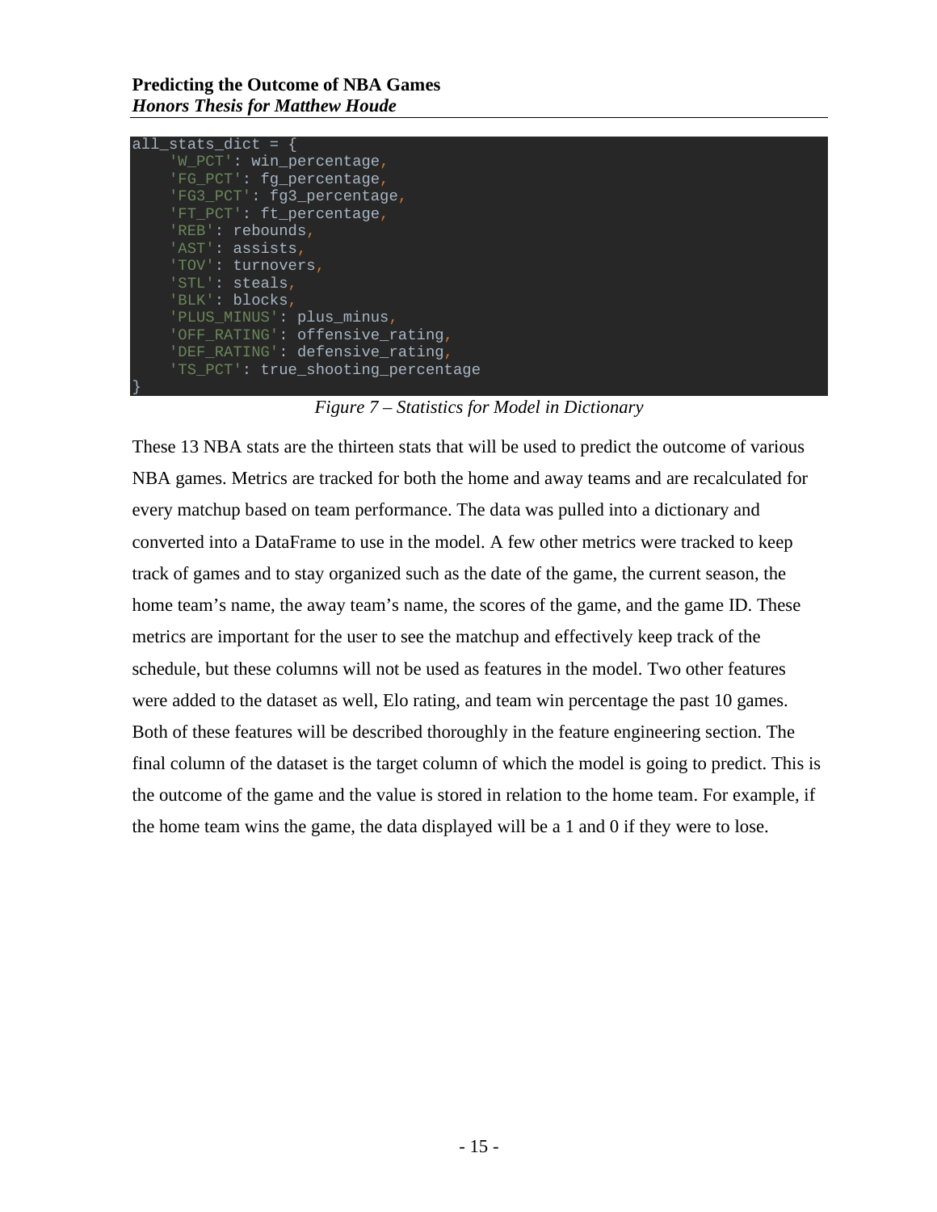```
all_stats_dict = {
    'W_PCT': win_percentage,
    'FG_PCT': fg_percentage,
    'FG3_PCT': fg3_percentage,
    'FT_PCT': ft_percentage,
    'REB': rebounds,
    'AST': assists,
    'TOV': turnovers,
    'STL': steals,
    'BLK': blocks,
    'PLUS_MINUS': plus_minus,
    'OFF_RATING': offensive_rating,
    'DEF_RATING': defensive_rating,
    'TS_PCT': true_shooting_percentage
}
```

*Figure 7 – Statistics for Model in Dictionary*

These 13 NBA stats are the thirteen stats that will be used to predict the outcome of various NBA games. Metrics are tracked for both the home and away teams and are recalculated for every matchup based on team performance. The data was pulled into a dictionary and converted into a DataFrame to use in the model. A few other metrics were tracked to keep track of games and to stay organized such as the date of the game, the current season, the home team's name, the away team's name, the scores of the game, and the game ID. These metrics are important for the user to see the matchup and effectively keep track of the schedule, but these columns will not be used as features in the model. Two other features were added to the dataset as well, Elo rating, and team win percentage the past 10 games. Both of these features will be described thoroughly in the feature engineering section. The final column of the dataset is the target column of which the model is going to predict. This is the outcome of the game and the value is stored in relation to the home team. For example, if the home team wins the game, the data displayed will be a 1 and 0 if they were to lose.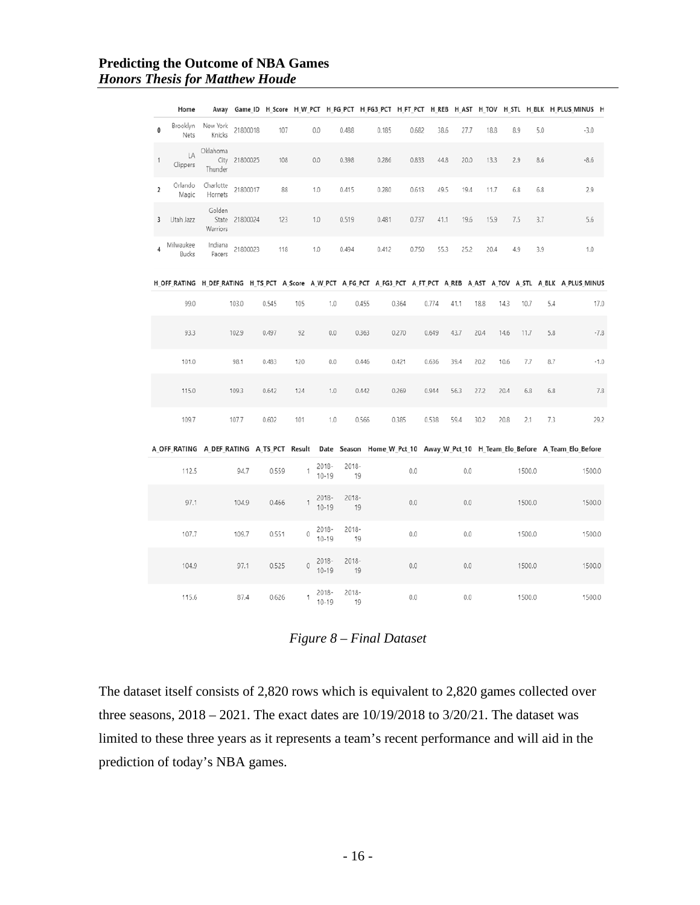| | Home | Away | Game_ID | H_Score | H_W_PCT | H_FG_PCT | H_FG3_PCT | H_FT_PCT | H_REB | H_AST | H_TOV | H_STL | H_BLK | H_PLUS_MINUS |
|---|---|---|---|---|---|---|---|---|---|---|---|---|---|---|
| 0 | Brooklyn Nets | New York Knicks | 21800018 | 107 | 0.0 | 0.488 | 0.185 | 0.682 | 38.6 | 27.7 | 18.8 | 8.9 | 5.0 | -3.0 |
| 1 | LA Clippers | Oklahoma City Thunder | 21800025 | 108 | 0.0 | 0.398 | 0.286 | 0.833 | 44.8 | 20.0 | 13.3 | 2.9 | 8.6 | -8.6 |
| 2 | Orlando Magic | Charlotte Hornets | 21800017 | 88 | 1.0 | 0.415 | 0.280 | 0.613 | 49.5 | 19.4 | 11.7 | 6.8 | 6.8 | 2.9 |
| 3 | Utah Jazz | Golden State Warriors | 21800024 | 123 | 1.0 | 0.519 | 0.481 | 0.737 | 41.1 | 19.6 | 15.9 | 7.5 | 3.7 | 5.6 |
| 4 | Milwaukee Bucks | Indiana Pacers | 21800023 | 118 | 1.0 | 0.494 | 0.412 | 0.750 | 55.3 | 25.2 | 20.4 | 4.9 | 3.9 | 1.0 |

| H_OFF_RATING | H_DEF_RATING | H_TS_PCT | A_Score | A_W_PCT | A_FG_PCT | A_FG3_PCT | A_FT_PCT | A_REB | A_AST | A_TOV | A_STL | A_BLK | A_PLUS_MINUS |
|---|---|---|---|---|---|---|---|---|---|---|---|---|---|
| 99.0 | 103.0 | 0.545 | 105 | 1.0 | 0.455 | 0.364 | 0.774 | 41.1 | 18.8 | 14.3 | 10.7 | 5.4 | 17.0 |
| 93.3 | 102.9 | 0.497 | 92 | 0.0 | 0.363 | 0.270 | 0.649 | 43.7 | 20.4 | 14.6 | 11.7 | 5.8 | -7.8 |
| 101.0 | 98.1 | 0.483 | 120 | 0.0 | 0.446 | 0.421 | 0.636 | 39.4 | 20.2 | 10.6 | 7.7 | 8.7 | -1.0 |
| 115.0 | 109.3 | 0.642 | 124 | 1.0 | 0.442 | 0.269 | 0.944 | 56.3 | 27.2 | 20.4 | 6.8 | 6.8 | 7.8 |
| 109.7 | 107.7 | 0.602 | 101 | 1.0 | 0.566 | 0.385 | 0.538 | 59.4 | 30.2 | 20.8 | 2.1 | 7.3 | 29.2 |

| A_OFF_RATING | A_DEF_RATING | A_TS_PCT | Result | Date | Season | Home_W_Pct_10 | Away_W_Pct_10 | H_Team_Elo_Before | A_Team_Elo_Before |
|---|---|---|---|---|---|---|---|---|---|
| 112.5 | 94.7 | 0.559 | 1 | 2018-10-19 | 2018-19 | 0.0 | 0.0 | 1500.0 | 1500.0 |
| 97.1 | 104.9 | 0.466 | 1 | 2018-10-19 | 2018-19 | 0.0 | 0.0 | 1500.0 | 1500.0 |
| 107.7 | 109.7 | 0.551 | 0 | 2018-10-19 | 2018-19 | 0.0 | 0.0 | 1500.0 | 1500.0 |
| 104.9 | 97.1 | 0.525 | 0 | 2018-10-19 | 2018-19 | 0.0 | 0.0 | 1500.0 | 1500.0 |
| 115.6 | 87.4 | 0.626 | 1 | 2018-10-19 | 2018-19 | 0.0 | 0.0 | 1500.0 | 1500.0 |

*Figure 8 – Final Dataset*

The dataset itself consists of 2,820 rows which is equivalent to 2,820 games collected over three seasons, 2018 – 2021. The exact dates are 10/19/2018 to 3/20/21. The dataset was limited to these three years as it represents a team's recent performance and will aid in the prediction of today's NBA games.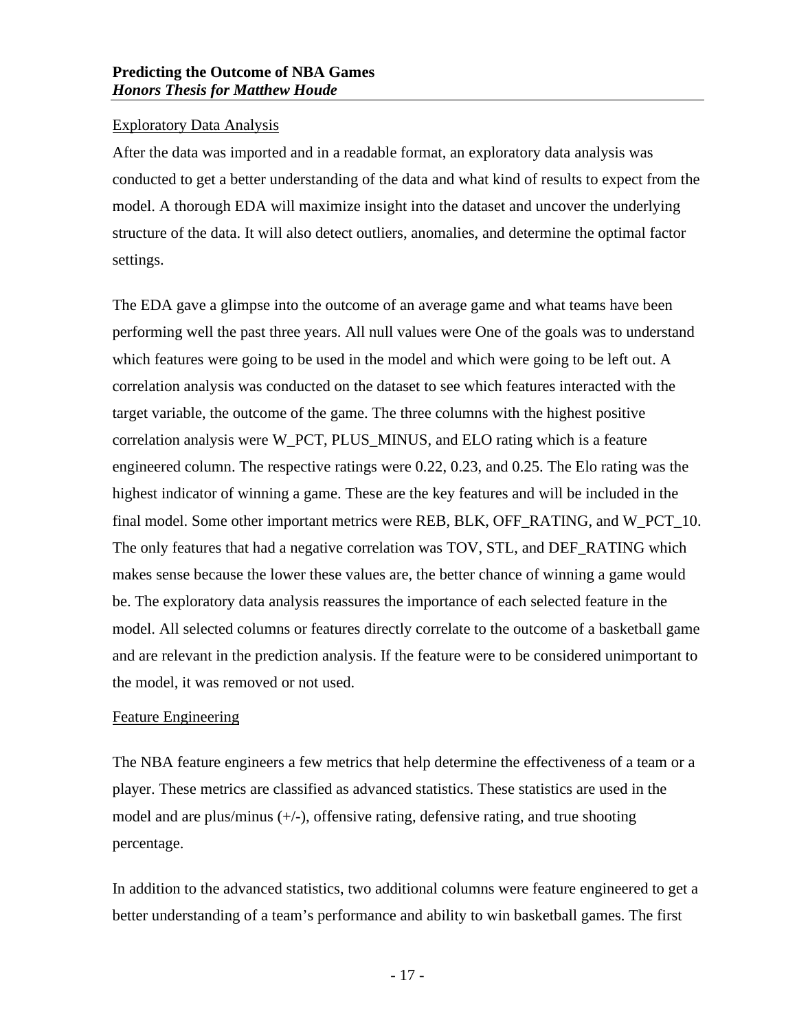Exploratory Data Analysis

After the data was imported and in a readable format, an exploratory data analysis was conducted to get a better understanding of the data and what kind of results to expect from the model. A thorough EDA will maximize insight into the dataset and uncover the underlying structure of the data. It will also detect outliers, anomalies, and determine the optimal factor settings.

The EDA gave a glimpse into the outcome of an average game and what teams have been performing well the past three years. All null values were One of the goals was to understand which features were going to be used in the model and which were going to be left out. A correlation analysis was conducted on the dataset to see which features interacted with the target variable, the outcome of the game. The three columns with the highest positive correlation analysis were W_PCT, PLUS_MINUS, and ELO rating which is a feature engineered column. The respective ratings were 0.22, 0.23, and 0.25. The Elo rating was the highest indicator of winning a game. These are the key features and will be included in the final model. Some other important metrics were REB, BLK, OFF_RATING, and W_PCT_10. The only features that had a negative correlation was TOV, STL, and DEF_RATING which makes sense because the lower these values are, the better chance of winning a game would be. The exploratory data analysis reassures the importance of each selected feature in the model. All selected columns or features directly correlate to the outcome of a basketball game and are relevant in the prediction analysis. If the feature were to be considered unimportant to the model, it was removed or not used.

Feature Engineering

The NBA feature engineers a few metrics that help determine the effectiveness of a team or a player. These metrics are classified as advanced statistics. These statistics are used in the model and are plus/minus (+/-), offensive rating, defensive rating, and true shooting percentage.

In addition to the advanced statistics, two additional columns were feature engineered to get a better understanding of a team's performance and ability to win basketball games. The first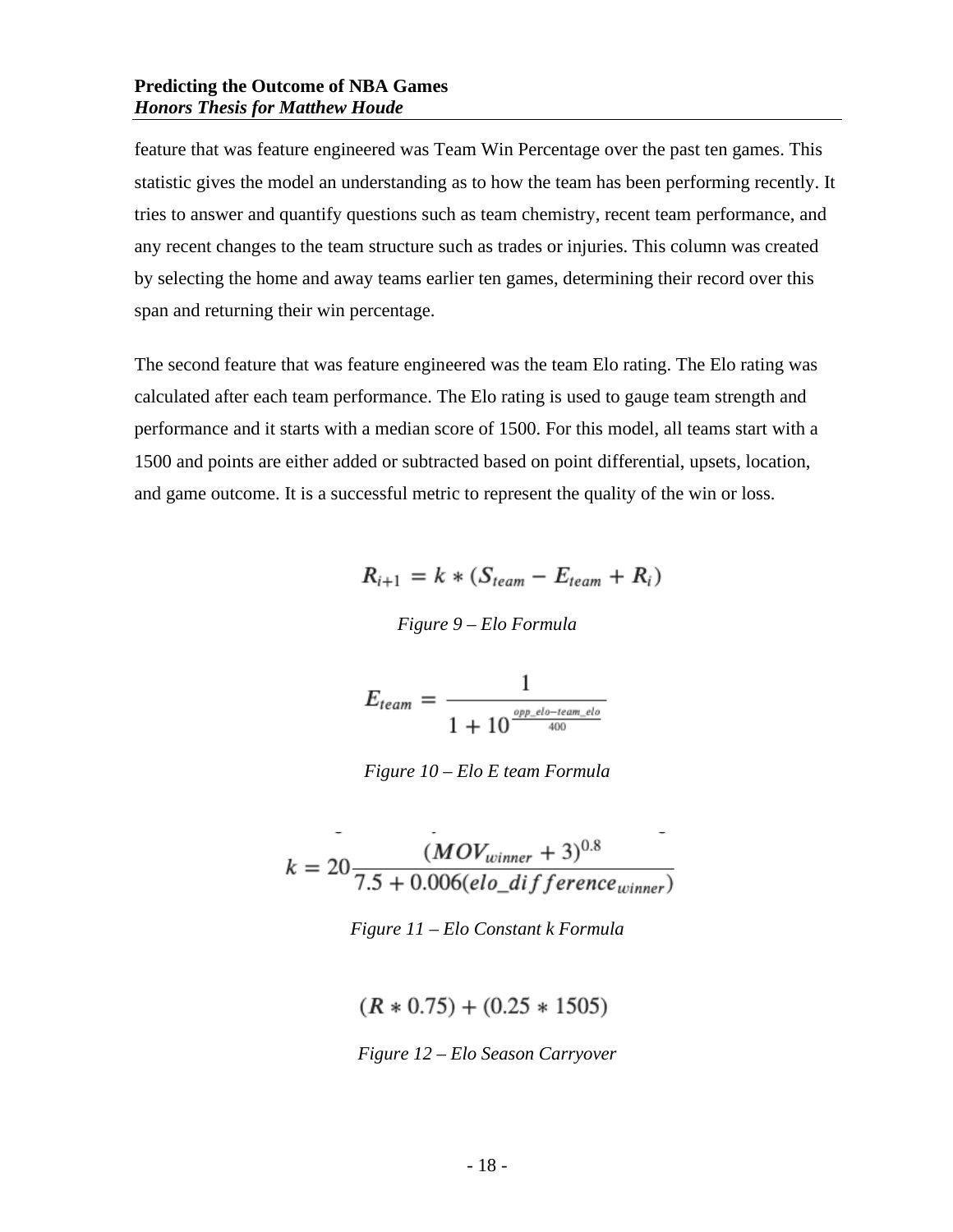feature that was feature engineered was Team Win Percentage over the past ten games. This statistic gives the model an understanding as to how the team has been performing recently. It tries to answer and quantify questions such as team chemistry, recent team performance, and any recent changes to the team structure such as trades or injuries. This column was created by selecting the home and away teams earlier ten games, determining their record over this span and returning their win percentage.

The second feature that was feature engineered was the team Elo rating. The Elo rating was calculated after each team performance. The Elo rating is used to gauge team strength and performance and it starts with a median score of 1500. For this model, all teams start with a 1500 and points are either added or subtracted based on point differential, upsets, location, and game outcome. It is a successful metric to represent the quality of the win or loss.

$$R_{i+1} = k * (S_{team} - E_{team} + R_i)$$

*Figure 9 – Elo Formula*

$$E_{team} = \frac{1}{1 + 10^{\frac{opp\_elo - team\_elo}{400}}}$$

*Figure 10 – Elo E team Formula*

$$k = 20 \frac{(MOV_{winner} + 3)^{0.8}}{7.5 + 0.006(elo\_difference_{winner})}$$

*Figure 11 – Elo Constant k Formula*

$$(R * 0.75) + (0.25 * 1505)$$

*Figure 12 – Elo Season Carryover*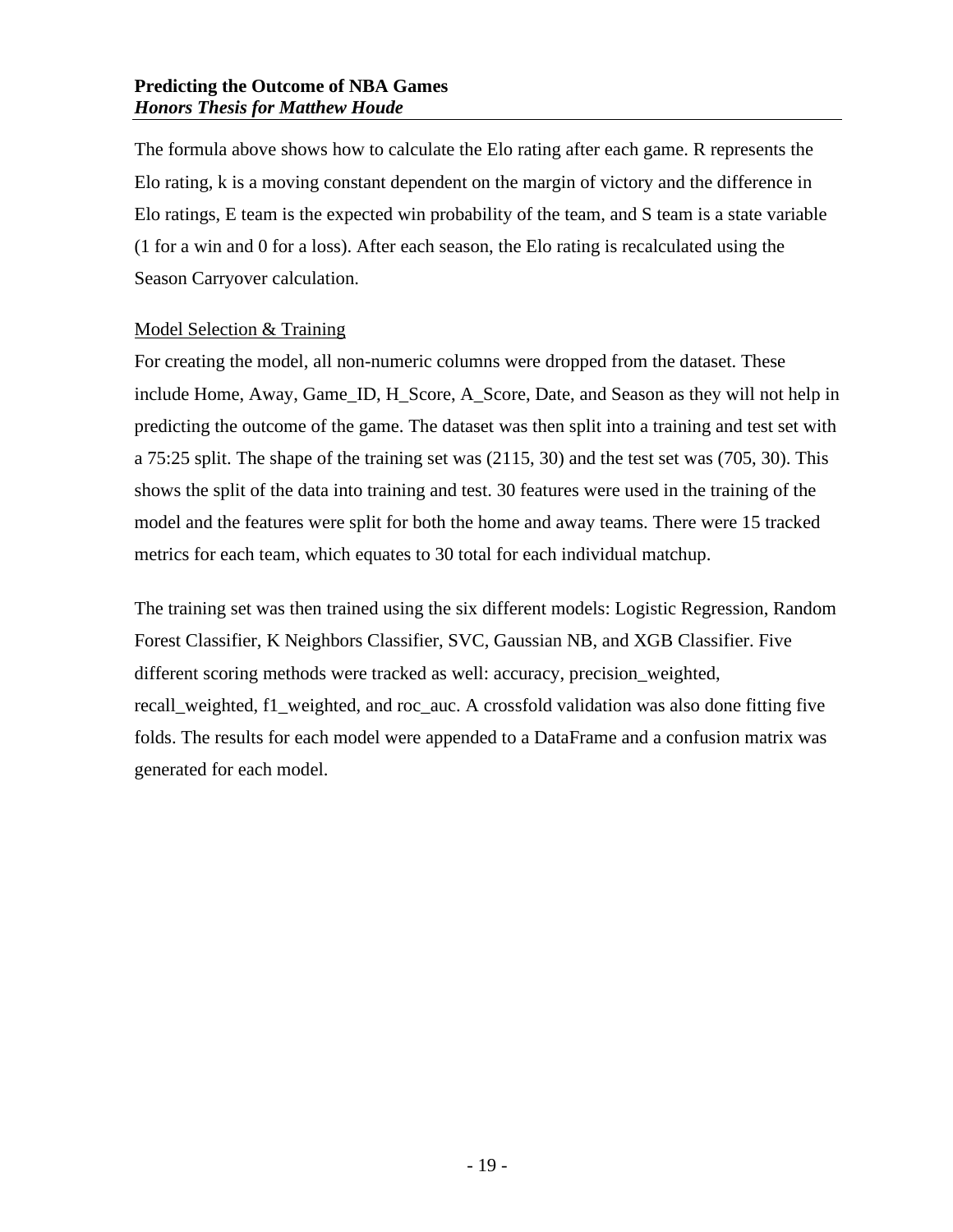The formula above shows how to calculate the Elo rating after each game. R represents the Elo rating, k is a moving constant dependent on the margin of victory and the difference in Elo ratings, E team is the expected win probability of the team, and S team is a state variable (1 for a win and 0 for a loss). After each season, the Elo rating is recalculated using the Season Carryover calculation.

## Model Selection & Training

For creating the model, all non-numeric columns were dropped from the dataset. These include Home, Away, Game_ID, H_Score, A_Score, Date, and Season as they will not help in predicting the outcome of the game. The dataset was then split into a training and test set with a 75:25 split. The shape of the training set was (2115, 30) and the test set was (705, 30). This shows the split of the data into training and test. 30 features were used in the training of the model and the features were split for both the home and away teams. There were 15 tracked metrics for each team, which equates to 30 total for each individual matchup.

The training set was then trained using the six different models: Logistic Regression, Random Forest Classifier, K Neighbors Classifier, SVC, Gaussian NB, and XGB Classifier. Five different scoring methods were tracked as well: accuracy, precision_weighted, recall_weighted, f1_weighted, and roc_auc. A crossfold validation was also done fitting five folds. The results for each model were appended to a DataFrame and a confusion matrix was generated for each model.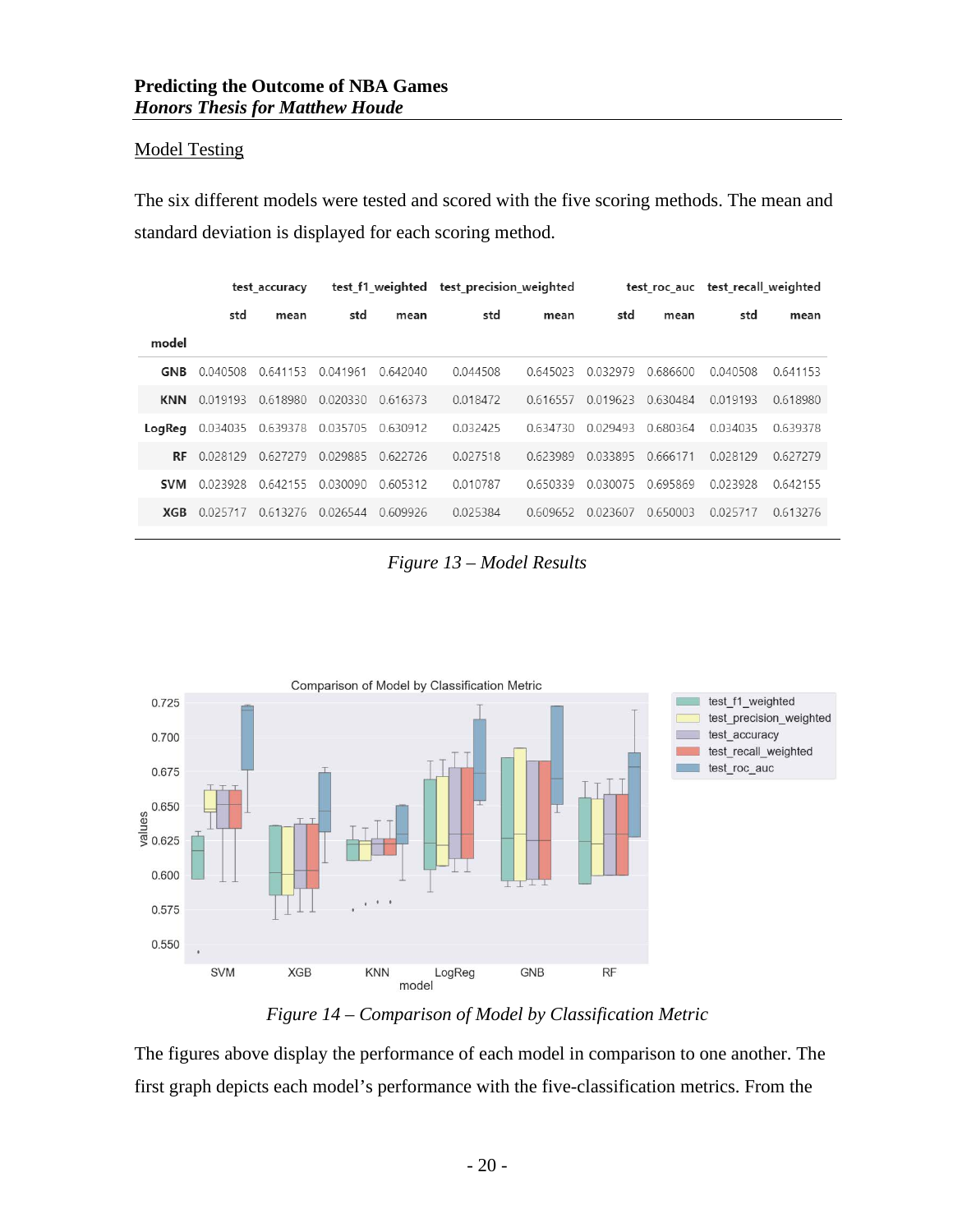Model Testing

The six different models were tested and scored with the five scoring methods. The mean and standard deviation is displayed for each scoring method.

| | test_accuracy | | test_f1_weighted | | test_precision_weighted | | test_roc_auc | | test_recall_weighted | |
|---|---|---|---|---|---|---|---|---|---|---|
| | std | mean | std | mean | std | mean | std | mean | std | mean |
| **model** | | | | | | | | | | |
| **GNB** | 0.040508 | 0.641153 | 0.041961 | 0.642040 | 0.044508 | 0.645023 | 0.032979 | 0.686600 | 0.040508 | 0.641153 |
| **KNN** | 0.019193 | 0.618980 | 0.020330 | 0.616373 | 0.018472 | 0.616557 | 0.019623 | 0.630484 | 0.019193 | 0.618980 |
| **LogReg** | 0.034035 | 0.639378 | 0.035705 | 0.630912 | 0.032425 | 0.634730 | 0.029493 | 0.680364 | 0.034035 | 0.639378 |
| **RF** | 0.028129 | 0.627279 | 0.029885 | 0.622726 | 0.027518 | 0.623989 | 0.033895 | 0.666171 | 0.028129 | 0.627279 |
| **SVM** | 0.023928 | 0.642155 | 0.030090 | 0.605312 | 0.010787 | 0.650339 | 0.030075 | 0.695869 | 0.023928 | 0.642155 |
| **XGB** | 0.025717 | 0.613276 | 0.026544 | 0.609926 | 0.025384 | 0.609652 | 0.023607 | 0.650003 | 0.025717 | 0.613276 |

*Figure 13 – Model Results*

*Figure 14 – Comparison of Model by Classification Metric*

The figures above display the performance of each model in comparison to one another. The first graph depicts each model's performance with the five-classification metrics. From the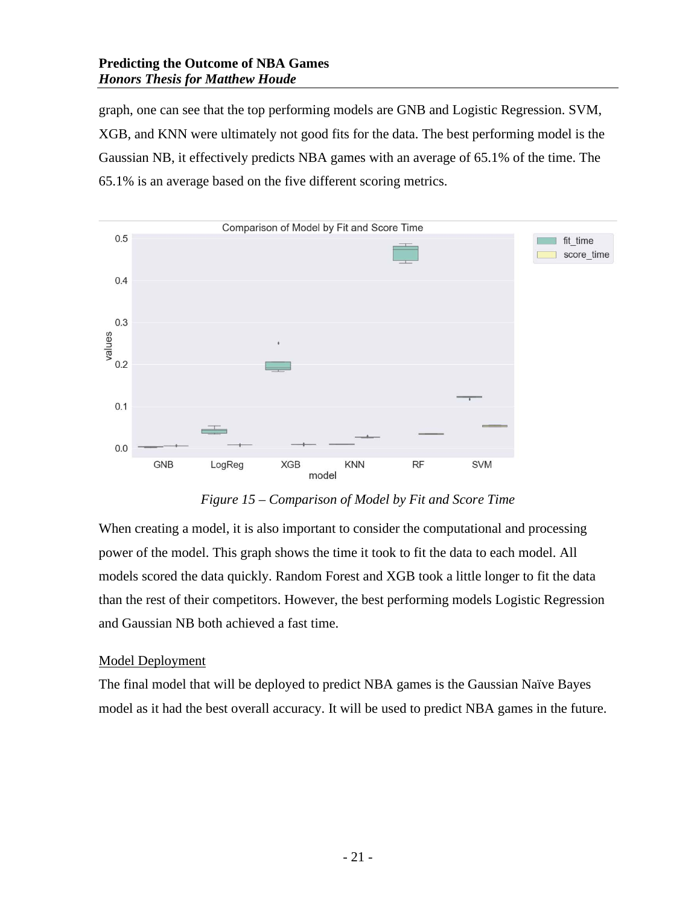graph, one can see that the top performing models are GNB and Logistic Regression. SVM, XGB, and KNN were ultimately not good fits for the data. The best performing model is the Gaussian NB, it effectively predicts NBA games with an average of 65.1% of the time. The 65.1% is an average based on the five different scoring metrics.

*Figure 15 – Comparison of Model by Fit and Score Time*

When creating a model, it is also important to consider the computational and processing power of the model. This graph shows the time it took to fit the data to each model. All models scored the data quickly. Random Forest and XGB took a little longer to fit the data than the rest of their competitors. However, the best performing models Logistic Regression and Gaussian NB both achieved a fast time.

## Model Deployment

The final model that will be deployed to predict NBA games is the Gaussian Naïve Bayes model as it had the best overall accuracy. It will be used to predict NBA games in the future.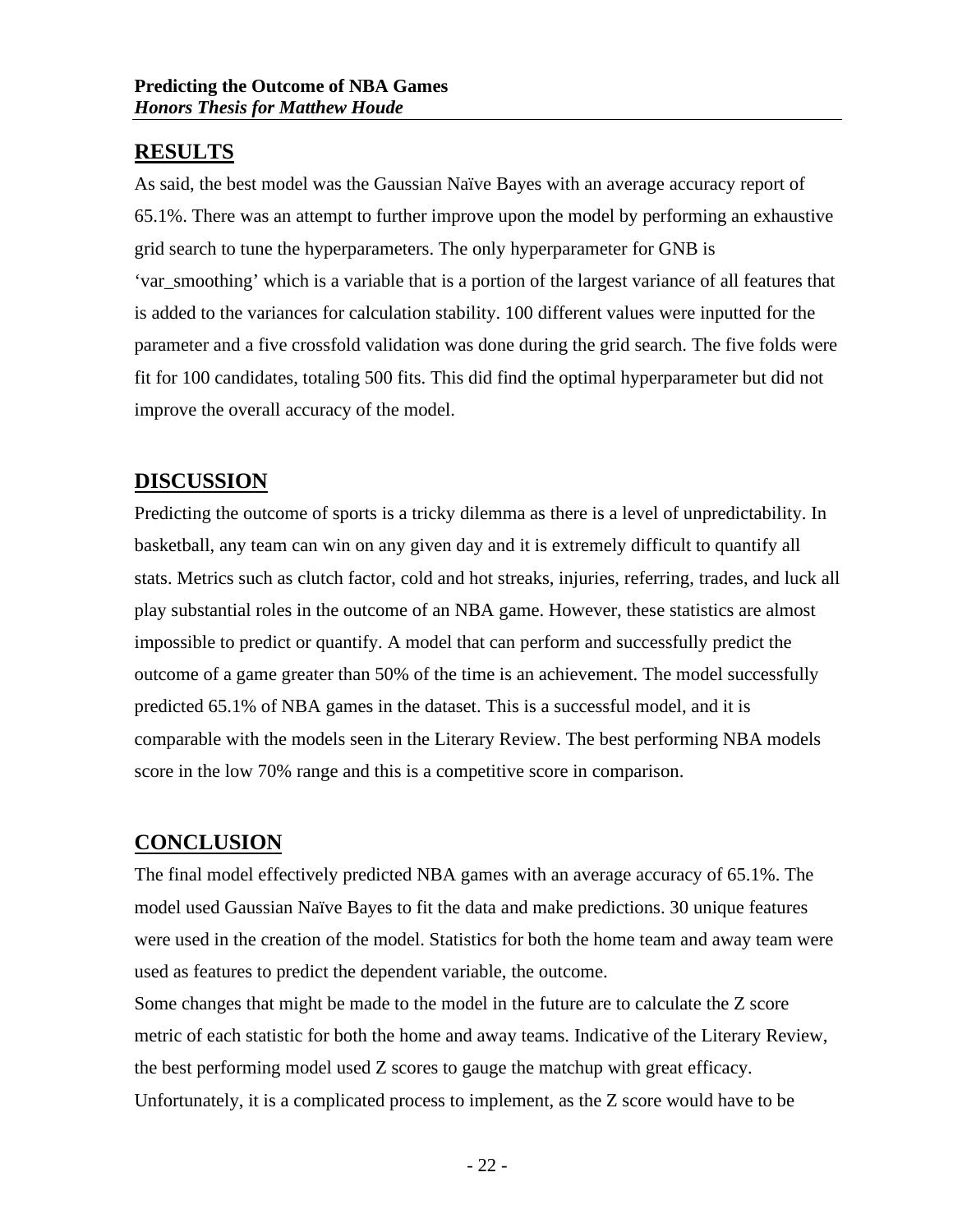## RESULTS

As said, the best model was the Gaussian Naïve Bayes with an average accuracy report of 65.1%. There was an attempt to further improve upon the model by performing an exhaustive grid search to tune the hyperparameters. The only hyperparameter for GNB is 'var_smoothing' which is a variable that is a portion of the largest variance of all features that is added to the variances for calculation stability. 100 different values were inputted for the parameter and a five crossfold validation was done during the grid search. The five folds were fit for 100 candidates, totaling 500 fits. This did find the optimal hyperparameter but did not improve the overall accuracy of the model.

## DISCUSSION

Predicting the outcome of sports is a tricky dilemma as there is a level of unpredictability. In basketball, any team can win on any given day and it is extremely difficult to quantify all stats. Metrics such as clutch factor, cold and hot streaks, injuries, referring, trades, and luck all play substantial roles in the outcome of an NBA game. However, these statistics are almost impossible to predict or quantify. A model that can perform and successfully predict the outcome of a game greater than 50% of the time is an achievement. The model successfully predicted 65.1% of NBA games in the dataset. This is a successful model, and it is comparable with the models seen in the Literary Review. The best performing NBA models score in the low 70% range and this is a competitive score in comparison.

## CONCLUSION

The final model effectively predicted NBA games with an average accuracy of 65.1%. The model used Gaussian Naïve Bayes to fit the data and make predictions. 30 unique features were used in the creation of the model. Statistics for both the home team and away team were used as features to predict the dependent variable, the outcome.

Some changes that might be made to the model in the future are to calculate the Z score metric of each statistic for both the home and away teams. Indicative of the Literary Review, the best performing model used Z scores to gauge the matchup with great efficacy. Unfortunately, it is a complicated process to implement, as the Z score would have to be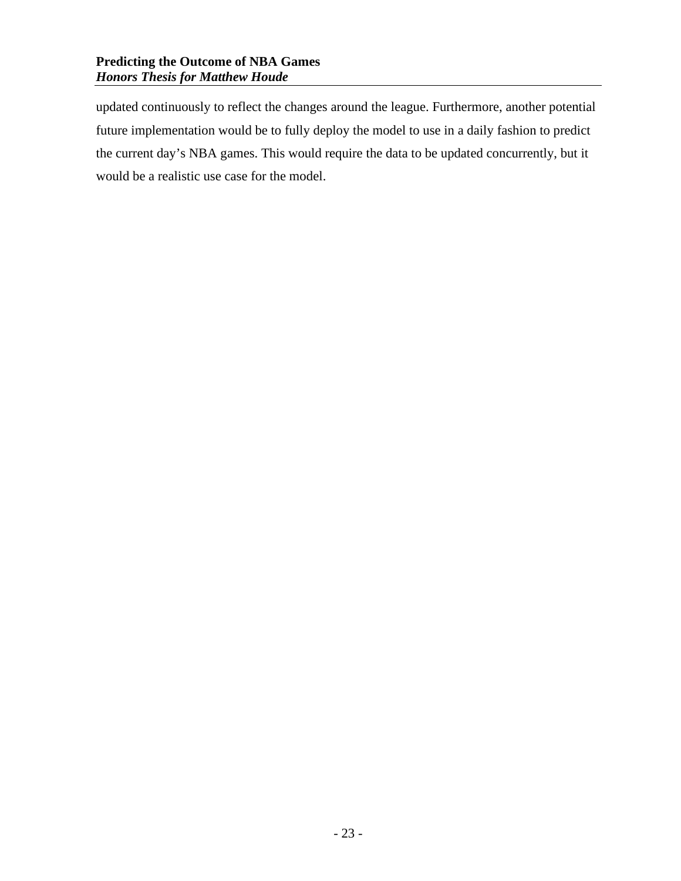updated continuously to reflect the changes around the league. Furthermore, another potential future implementation would be to fully deploy the model to use in a daily fashion to predict the current day's NBA games. This would require the data to be updated concurrently, but it would be a realistic use case for the model.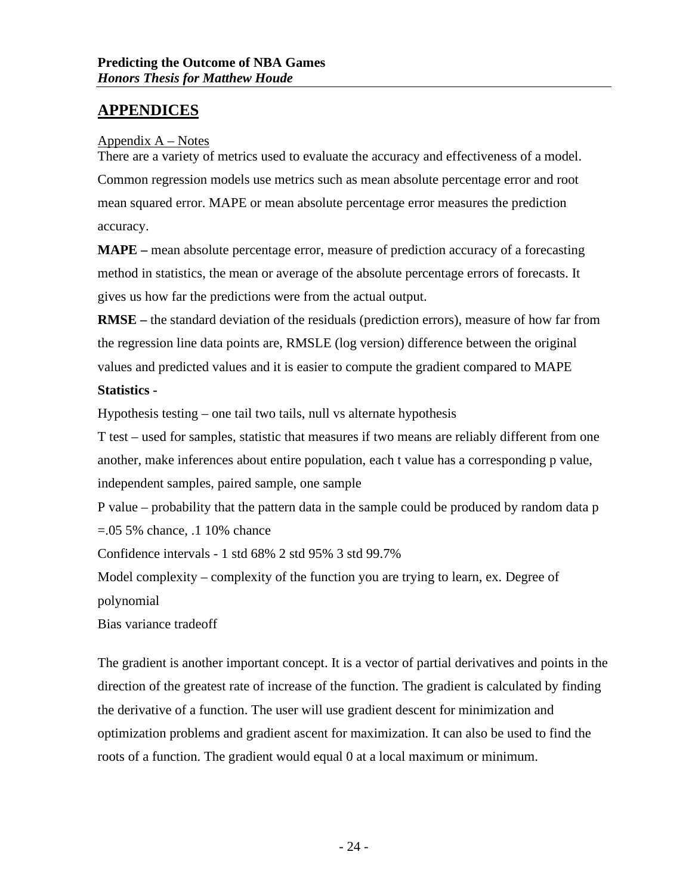## APPENDICES

Appendix A – Notes

There are a variety of metrics used to evaluate the accuracy and effectiveness of a model. Common regression models use metrics such as mean absolute percentage error and root mean squared error. MAPE or mean absolute percentage error measures the prediction accuracy.

**MAPE –** mean absolute percentage error, measure of prediction accuracy of a forecasting method in statistics, the mean or average of the absolute percentage errors of forecasts. It gives us how far the predictions were from the actual output.

**RMSE –** the standard deviation of the residuals (prediction errors), measure of how far from the regression line data points are, RMSLE (log version) difference between the original values and predicted values and it is easier to compute the gradient compared to MAPE

**Statistics -**

Hypothesis testing – one tail two tails, null vs alternate hypothesis

T test – used for samples, statistic that measures if two means are reliably different from one another, make inferences about entire population, each t value has a corresponding p value, independent samples, paired sample, one sample

P value – probability that the pattern data in the sample could be produced by random data p =.05 5% chance, .1 10% chance

Confidence intervals - 1 std 68% 2 std 95% 3 std 99.7%

Model complexity – complexity of the function you are trying to learn, ex. Degree of polynomial

Bias variance tradeoff

The gradient is another important concept. It is a vector of partial derivatives and points in the direction of the greatest rate of increase of the function. The gradient is calculated by finding the derivative of a function. The user will use gradient descent for minimization and optimization problems and gradient ascent for maximization. It can also be used to find the roots of a function. The gradient would equal 0 at a local maximum or minimum.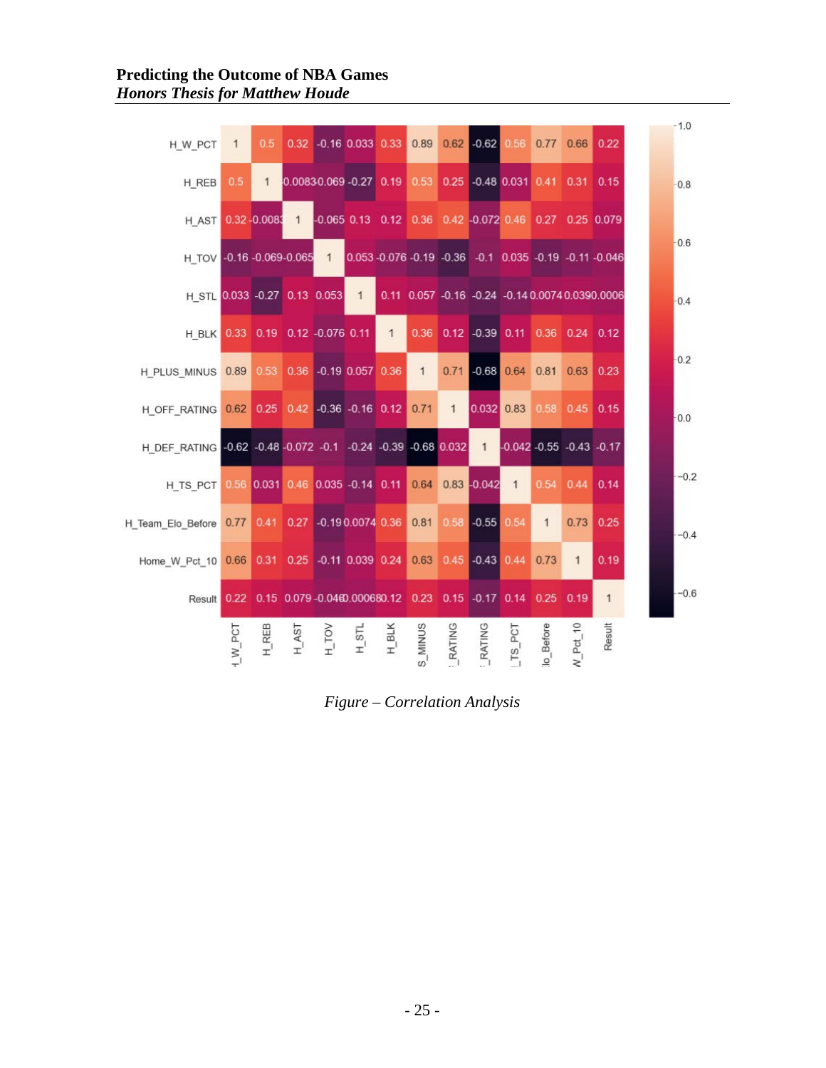| | H_W_PCT | H_REB | H_AST | H_TOV | H_STL | H_BLK | H_PLUS_MINUS | H_OFF_RATING | H_DEF_RATING | H_TS_PCT | H_Team_Elo_Before | Home_W_Pct_10 | Result |
|---|---|---|---|---|---|---|---|---|---|---|---|---|---|
| H_W_PCT | 1 | 0.5 | 0.32 | -0.16 | 0.033 | 0.33 | 0.89 | 0.62 | -0.62 | 0.56 | 0.77 | 0.66 | 0.22 |
| H_REB | 0.5 | 1 | -0.0083 | -0.069 | -0.27 | 0.19 | 0.53 | 0.25 | -0.48 | 0.031 | 0.41 | 0.31 | 0.15 |
| H_AST | 0.32 | -0.0083 | 1 | -0.065 | 0.13 | 0.12 | 0.36 | 0.42 | -0.072 | 0.46 | 0.27 | 0.25 | 0.079 |
| H_TOV | -0.16 | -0.069 | -0.065 | 1 | 0.053 | -0.076 | -0.19 | -0.36 | -0.1 | 0.035 | -0.19 | -0.11 | -0.046 |
| H_STL | 0.033 | -0.27 | 0.13 | 0.053 | 1 | 0.11 | 0.057 | -0.16 | -0.24 | -0.14 | 0.0074 | 0.039 | 0.0006 |
| H_BLK | 0.33 | 0.19 | 0.12 | -0.076 | 0.11 | 1 | 0.36 | 0.12 | -0.39 | 0.11 | 0.36 | 0.24 | 0.12 |
| H_PLUS_MINUS | 0.89 | 0.53 | 0.36 | -0.19 | 0.057 | 0.36 | 1 | 0.71 | -0.68 | 0.64 | 0.81 | 0.63 | 0.23 |
| H_OFF_RATING | 0.62 | 0.25 | 0.42 | -0.36 | -0.16 | 0.12 | 0.71 | 1 | 0.032 | 0.83 | 0.58 | 0.45 | 0.15 |
| H_DEF_RATING | -0.62 | -0.48 | -0.072 | -0.1 | -0.24 | -0.39 | -0.68 | 0.032 | 1 | -0.042 | -0.55 | -0.43 | -0.17 |
| H_TS_PCT | 0.56 | 0.031 | 0.46 | 0.035 | -0.14 | 0.11 | 0.64 | 0.83 | -0.042 | 1 | 0.54 | 0.44 | 0.14 |
| H_Team_Elo_Before | 0.77 | 0.41 | 0.27 | -0.19 | 0.0074 | 0.36 | 0.81 | 0.58 | -0.55 | 0.54 | 1 | 0.73 | 0.25 |
| Home_W_Pct_10 | 0.66 | 0.31 | 0.25 | -0.11 | 0.039 | 0.24 | 0.63 | 0.45 | -0.43 | 0.44 | 0.73 | 1 | 0.19 |
| Result | 0.22 | 0.15 | 0.079 | -0.046 | 0.00068 | 0.12 | 0.23 | 0.15 | -0.17 | 0.14 | 0.25 | 0.19 | 1 |

*Figure – Correlation Analysis*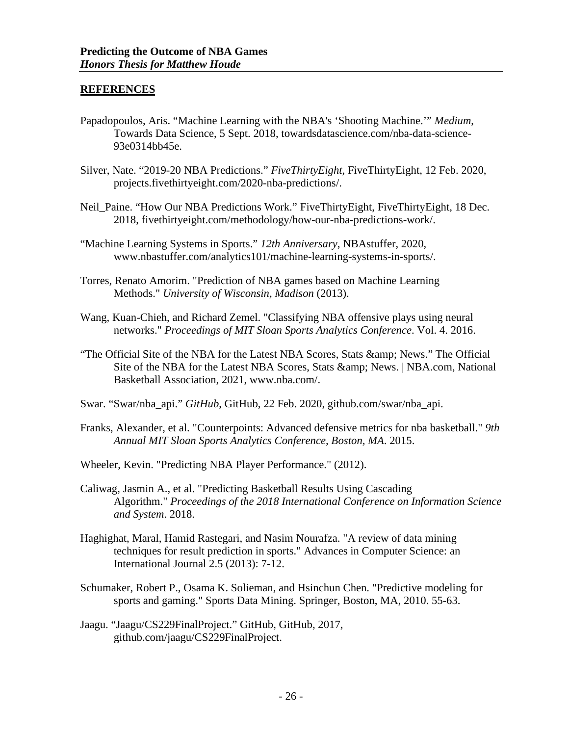## REFERENCES

Papadopoulos, Aris. “Machine Learning with the NBA's ‘Shooting Machine.’” *Medium*, Towards Data Science, 5 Sept. 2018, towardsdatascience.com/nba-data-science-93e0314bb45e.

Silver, Nate. “2019-20 NBA Predictions.” *FiveThirtyEight*, FiveThirtyEight, 12 Feb. 2020, projects.fivethirtyeight.com/2020-nba-predictions/.

Neil_Paine. “How Our NBA Predictions Work.” FiveThirtyEight, FiveThirtyEight, 18 Dec. 2018, fivethirtyeight.com/methodology/how-our-nba-predictions-work/.

“Machine Learning Systems in Sports.” *12th Anniversary*, NBAstuffer, 2020, www.nbastuffer.com/analytics101/machine-learning-systems-in-sports/.

Torres, Renato Amorim. "Prediction of NBA games based on Machine Learning Methods." *University of Wisconsin, Madison* (2013).

Wang, Kuan-Chieh, and Richard Zemel. "Classifying NBA offensive plays using neural networks." *Proceedings of MIT Sloan Sports Analytics Conference*. Vol. 4. 2016.

“The Official Site of the NBA for the Latest NBA Scores, Stats &amp; News.” The Official Site of the NBA for the Latest NBA Scores, Stats &amp; News. | NBA.com, National Basketball Association, 2021, www.nba.com/.

Swar. “Swar/nba_api.” *GitHub*, GitHub, 22 Feb. 2020, github.com/swar/nba_api.

Franks, Alexander, et al. "Counterpoints: Advanced defensive metrics for nba basketball." *9th Annual MIT Sloan Sports Analytics Conference, Boston, MA*. 2015.

Wheeler, Kevin. "Predicting NBA Player Performance." (2012).

Caliwag, Jasmin A., et al. "Predicting Basketball Results Using Cascading Algorithm." *Proceedings of the 2018 International Conference on Information Science and System*. 2018.

Haghighat, Maral, Hamid Rastegari, and Nasim Nourafza. "A review of data mining techniques for result prediction in sports." Advances in Computer Science: an International Journal 2.5 (2013): 7-12.

Schumaker, Robert P., Osama K. Solieman, and Hsinchun Chen. "Predictive modeling for sports and gaming." Sports Data Mining. Springer, Boston, MA, 2010. 55-63.

Jaagu. “Jaagu/CS229FinalProject.” GitHub, GitHub, 2017, github.com/jaagu/CS229FinalProject.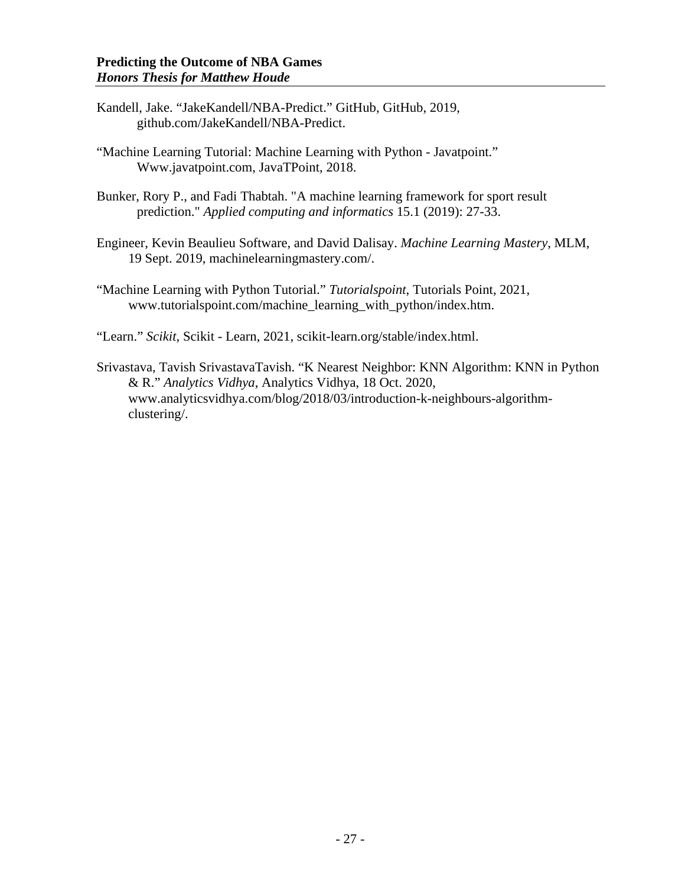Kandell, Jake. “JakeKandell/NBA-Predict.” GitHub, GitHub, 2019, github.com/JakeKandell/NBA-Predict.

“Machine Learning Tutorial: Machine Learning with Python - Javatpoint.” Www.javatpoint.com, JavaTPoint, 2018.

Bunker, Rory P., and Fadi Thabtah. "A machine learning framework for sport result prediction." *Applied computing and informatics* 15.1 (2019): 27-33.

Engineer, Kevin Beaulieu Software, and David Dalisay. *Machine Learning Mastery*, MLM, 19 Sept. 2019, machinelearningmastery.com/.

“Machine Learning with Python Tutorial.” *Tutorialspoint*, Tutorials Point, 2021, www.tutorialspoint.com/machine_learning_with_python/index.htm.

“Learn.” *Scikit*, Scikit - Learn, 2021, scikit-learn.org/stable/index.html.

Srivastava, Tavish SrivastavaTavish. “K Nearest Neighbor: KNN Algorithm: KNN in Python & R.” *Analytics Vidhya*, Analytics Vidhya, 18 Oct. 2020, www.analyticsvidhya.com/blog/2018/03/introduction-k-neighbours-algorithm-clustering/.